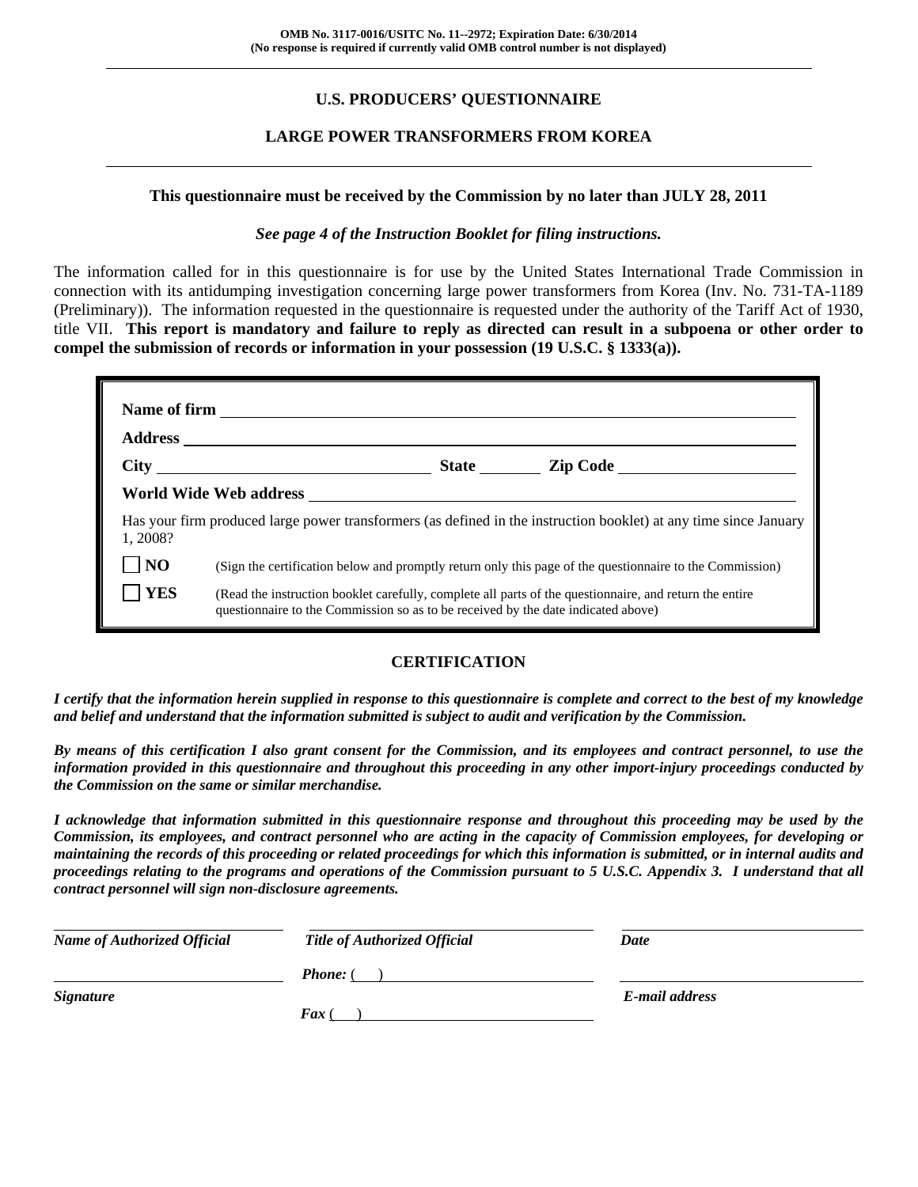**OMB No. 3117-0016/USITC No. 11--2972; Expiration Date: 6/30/2014**
**(No response is required if currently valid OMB control number is not displayed)**

---

## U.S. PRODUCERS' QUESTIONNAIRE

## LARGE POWER TRANSFORMERS FROM KOREA

---

**This questionnaire must be received by the Commission by no later than JULY 28, 2011**

***See page 4 of the Instruction Booklet for filing instructions.***

The information called for in this questionnaire is for use by the United States International Trade Commission in connection with its antidumping investigation concerning large power transformers from Korea (Inv. No. 731-TA-1189 (Preliminary)). The information requested in the questionnaire is requested under the authority of the Tariff Act of 1930, title VII. **This report is mandatory and failure to reply as directed can result in a subpoena or other order to compel the submission of records or information in your possession (19 U.S.C. § 1333(a)).**

**Name of firm** ______________________________

**Address** ______________________________

**City** ______________ **State** ________ **Zip Code** ______________

**World Wide Web address** ______________________________

Has your firm produced large power transformers (as defined in the instruction booklet) at any time since January 1, 2008?

☐ **NO** (Sign the certification below and promptly return only this page of the questionnaire to the Commission)

☐ **YES** (Read the instruction booklet carefully, complete all parts of the questionnaire, and return the entire questionnaire to the Commission so as to be received by the date indicated above)

### CERTIFICATION

***I certify that the information herein supplied in response to this questionnaire is complete and correct to the best of my knowledge and belief and understand that the information submitted is subject to audit and verification by the Commission.***

***By means of this certification I also grant consent for the Commission, and its employees and contract personnel, to use the information provided in this questionnaire and throughout this proceeding in any other import-injury proceedings conducted by the Commission on the same or similar merchandise.***

***I acknowledge that information submitted in this questionnaire response and throughout this proceeding may be used by the Commission, its employees, and contract personnel who are acting in the capacity of Commission employees, for developing or maintaining the records of this proceeding or related proceedings for which this information is submitted, or in internal audits and proceedings relating to the programs and operations of the Commission pursuant to 5 U.S.C. Appendix 3. I understand that all contract personnel will sign non-disclosure agreements.***

| ______________________ | ______________________ | ______________________ |
|---|---|---|
| ***Name of Authorized Official*** | ***Title of Authorized Official*** | ***Date*** |
| ______________________ | ***Phone:*** ( ) ______________ | ______________________ |
| ***Signature*** | ***Fax*** ( ) ______________ | ***E-mail address*** |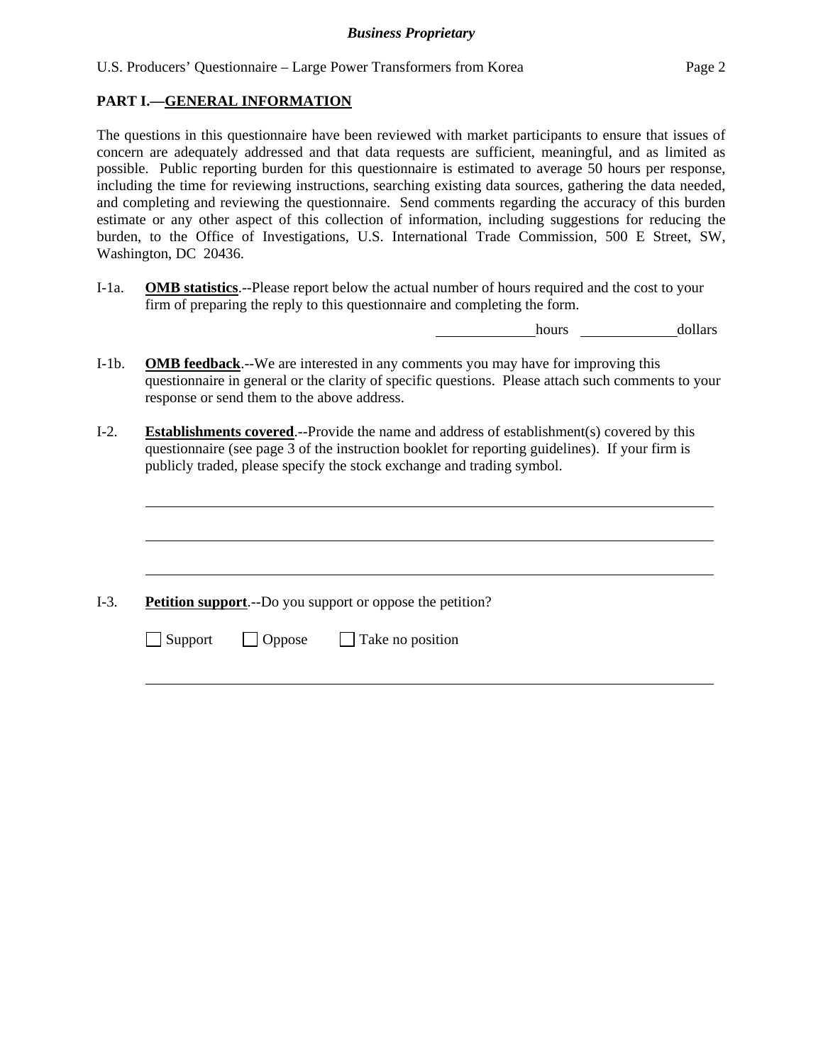## PART I.—GENERAL INFORMATION

The questions in this questionnaire have been reviewed with market participants to ensure that issues of concern are adequately addressed and that data requests are sufficient, meaningful, and as limited as possible. Public reporting burden for this questionnaire is estimated to average 50 hours per response, including the time for reviewing instructions, searching existing data sources, gathering the data needed, and completing and reviewing the questionnaire. Send comments regarding the accuracy of this burden estimate or any other aspect of this collection of information, including suggestions for reducing the burden, to the Office of Investigations, U.S. International Trade Commission, 500 E Street, SW, Washington, DC 20436.

I-1a. **OMB statistics**.--Please report below the actual number of hours required and the cost to your firm of preparing the reply to this questionnaire and completing the form.

_____________ hours _____________ dollars

I-1b. **OMB feedback**.--We are interested in any comments you may have for improving this questionnaire in general or the clarity of specific questions. Please attach such comments to your response or send them to the above address.

I-2. **Establishments covered**.--Provide the name and address of establishment(s) covered by this questionnaire (see page 3 of the instruction booklet for reporting guidelines). If your firm is publicly traded, please specify the stock exchange and trading symbol.

_______________________________________________________________

_______________________________________________________________

_______________________________________________________________

I-3. **Petition support**.--Do you support or oppose the petition?

☐ Support ☐ Oppose ☐ Take no position

_______________________________________________________________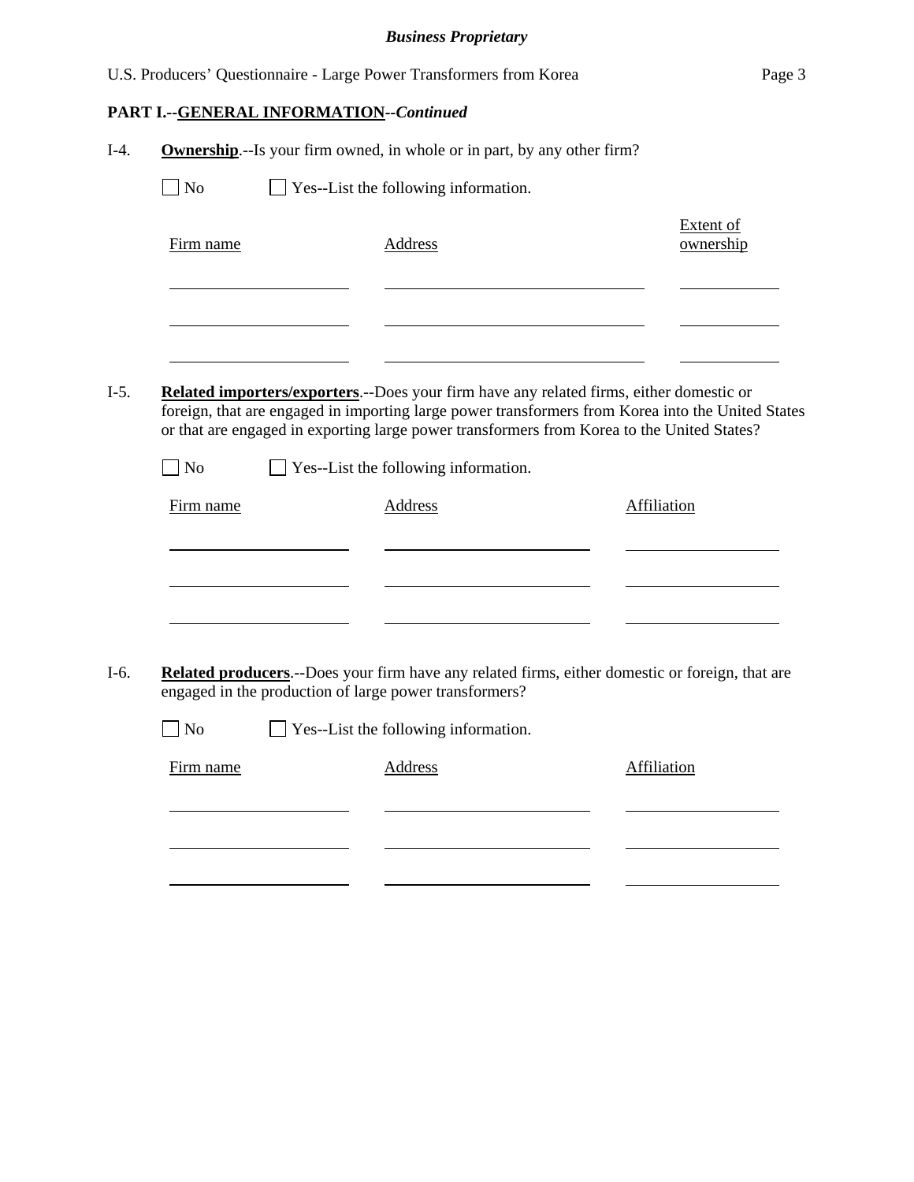## PART I.--GENERAL INFORMATION--*Continued*

I-4. **Ownership**.--Is your firm owned, in whole or in part, by any other firm?

☐ No ☐ Yes--List the following information.

| Firm name | Address | Extent of ownership |
|---|---|---|
| | | |
| | | |
| | | |

I-5. **Related importers/exporters**.--Does your firm have any related firms, either domestic or foreign, that are engaged in importing large power transformers from Korea into the United States or that are engaged in exporting large power transformers from Korea to the United States?

☐ No ☐ Yes--List the following information.

| Firm name | Address | Affiliation |
|---|---|---|
| | | |
| | | |
| | | |

I-6. **Related producers**.--Does your firm have any related firms, either domestic or foreign, that are engaged in the production of large power transformers?

☐ No ☐ Yes--List the following information.

| Firm name | Address | Affiliation |
|---|---|---|
| | | |
| | | |
| | | |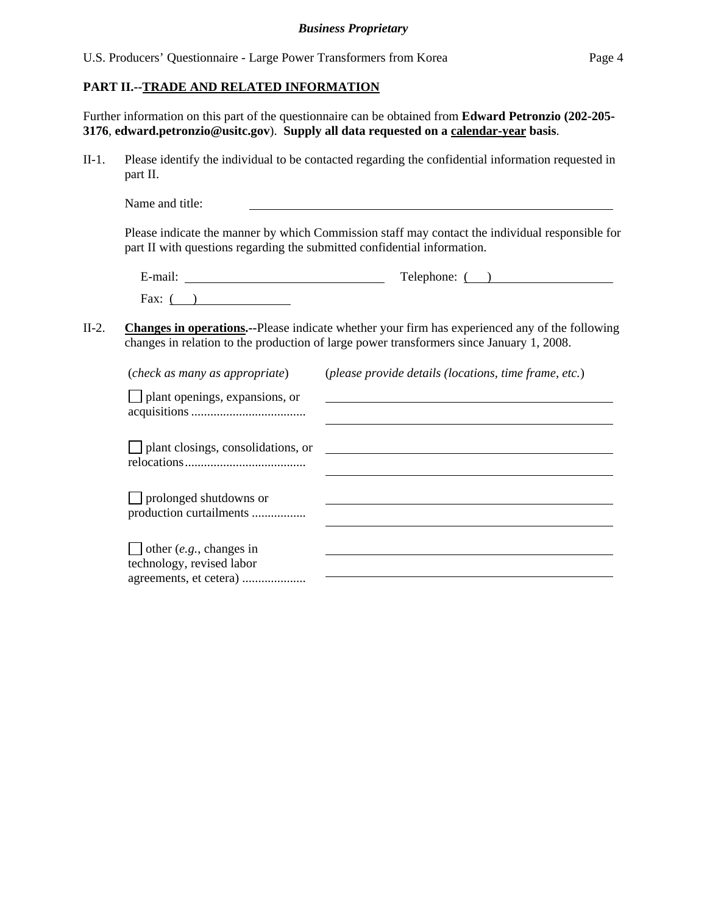**PART II.--TRADE AND RELATED INFORMATION**

Further information on this part of the questionnaire can be obtained from **Edward Petronzio (202-205-3176**, **edward.petronzio@usitc.gov**). **Supply all data requested on a calendar-year basis**.

II-1. Please identify the individual to be contacted regarding the confidential information requested in part II.

Name and title: ______________________________

Please indicate the manner by which Commission staff may contact the individual responsible for part II with questions regarding the submitted confidential information.

E-mail: ______________________ Telephone: (   ) ______________

Fax: (   ) ______________

II-2. **Changes in operations.--**Please indicate whether your firm has experienced any of the following changes in relation to the production of large power transformers since January 1, 2008.

| (*check as many as appropriate*) | (*please provide details (locations, time frame, etc.*) |
|---|---|
| ☐ plant openings, expansions, or acquisitions .................................... | |
| ☐ plant closings, consolidations, or relocations...................................... | |
| ☐ prolonged shutdowns or production curtailments ................. | |
| ☐ other (*e.g.*, changes in technology, revised labor agreements, et cetera) .................... | |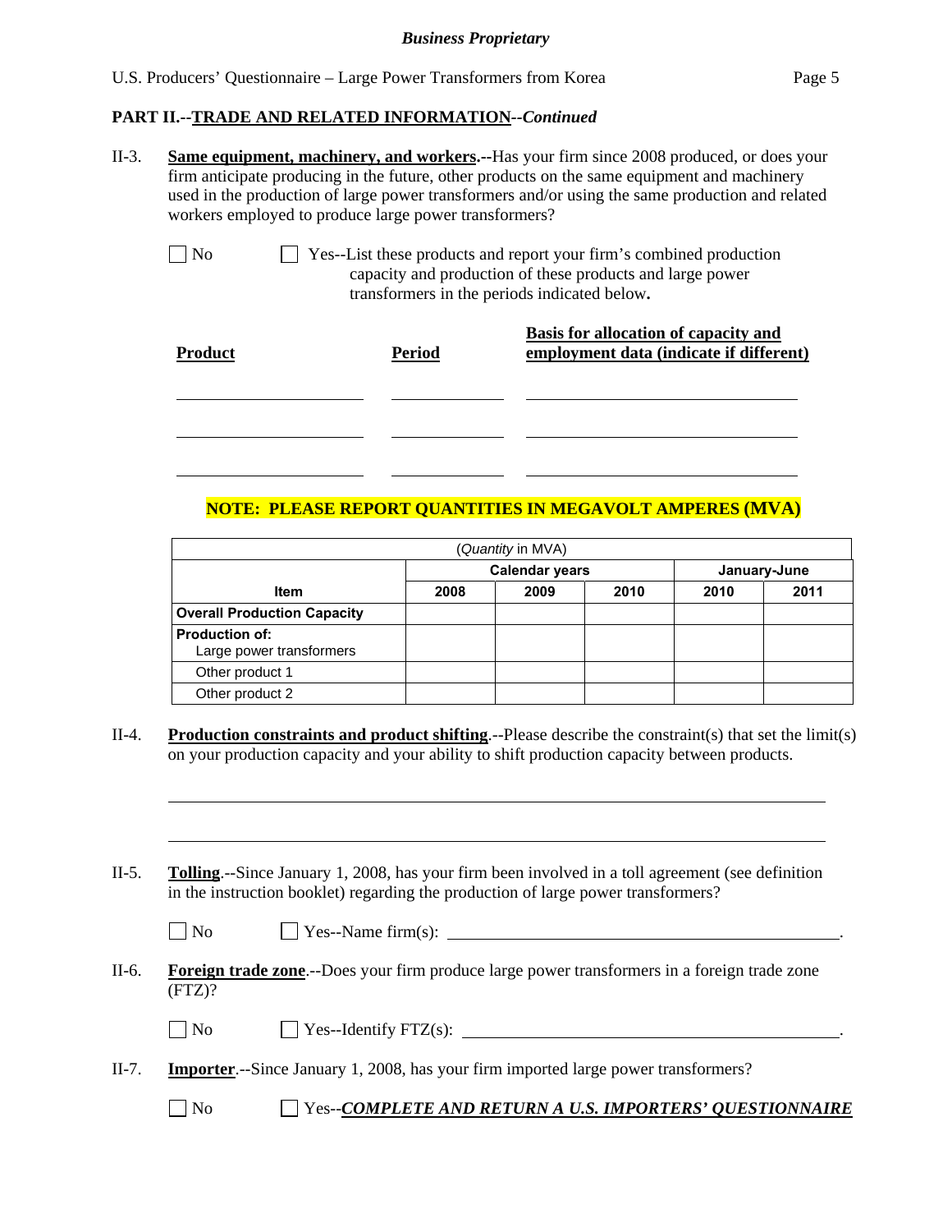**PART II.--TRADE AND RELATED INFORMATION--*Continued***

II-3. **Same equipment, machinery, and workers.**--Has your firm since 2008 produced, or does your firm anticipate producing in the future, other products on the same equipment and machinery used in the production of large power transformers and/or using the same production and related workers employed to produce large power transformers?

☐ No ☐ Yes--List these products and report your firm's combined production capacity and production of these products and large power transformers in the periods indicated below**.**

| Product | Period | Basis for allocation of capacity and employment data (indicate if different) |
|---|---|---|
| | | |
| | | |
| | | |

**NOTE: PLEASE REPORT QUANTITIES IN MEGAVOLT AMPERES (MVA)**

| (*Quantity* in MVA) | | | | | |
|---|---|---|---|---|---|
| | Calendar years | | | January-June | |
| Item | 2008 | 2009 | 2010 | 2010 | 2011 |
| **Overall Production Capacity** | | | | | |
| **Production of:** Large power transformers | | | | | |
| Other product 1 | | | | | |
| Other product 2 | | | | | |

II-4. **Production constraints and product shifting**.--Please describe the constraint(s) that set the limit(s) on your production capacity and your ability to shift production capacity between products.

______________________________________________________________________

______________________________________________________________________

II-5. **Tolling**.--Since January 1, 2008, has your firm been involved in a toll agreement (see definition in the instruction booklet) regarding the production of large power transformers?

☐ No ☐ Yes--Name firm(s): ____________________________________.

II-6. **Foreign trade zone**.--Does your firm produce large power transformers in a foreign trade zone (FTZ)?

☐ No ☐ Yes--Identify FTZ(s): ____________________________________.

II-7. **Importer**.--Since January 1, 2008, has your firm imported large power transformers?

☐ No ☐ Yes--***COMPLETE AND RETURN A U.S. IMPORTERS' QUESTIONNAIRE***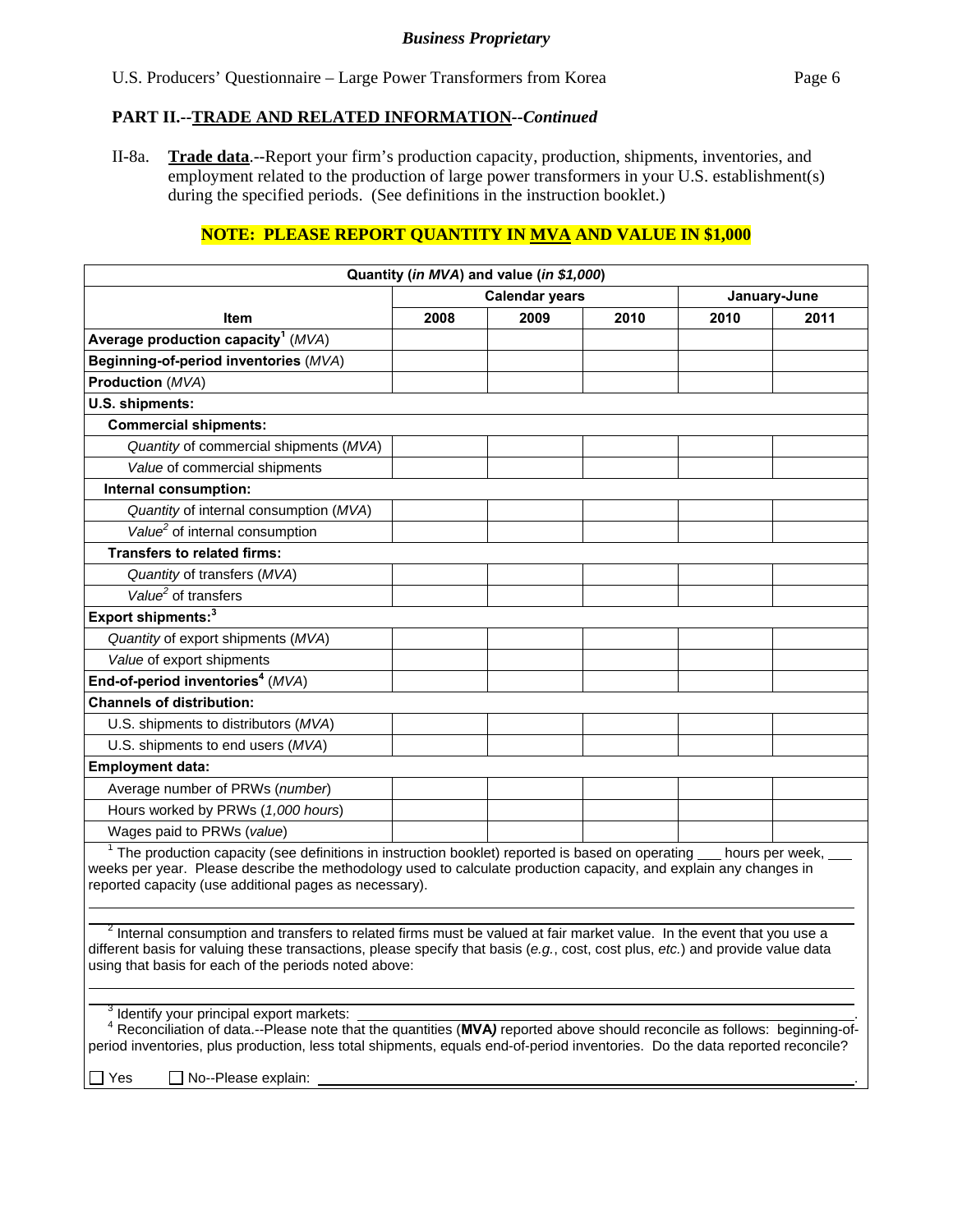*Business Proprietary*

U.S. Producers' Questionnaire – Large Power Transformers from Korea

### PART II.--TRADE AND RELATED INFORMATION--*Continued*

II-8a. **Trade data**.--Report your firm's production capacity, production, shipments, inventories, and employment related to the production of large power transformers in your U.S. establishment(s) during the specified periods. (See definitions in the instruction booklet.)

**NOTE: PLEASE REPORT QUANTITY IN MVA AND VALUE IN $1,000**

| Quantity (*in MVA*) and value (*in $1,000*) | | | | | |
|---|---|---|---|---|---|
| | Calendar years | | | January-June | |
| **Item** | **2008** | **2009** | **2010** | **2010** | **2011** |
| **Average production capacity[1]** (*MVA*) | | | | | |
| **Beginning-of-period inventories** (*MVA*) | | | | | |
| **Production** (*MVA*) | | | | | |
| **U.S. shipments:** | | | | | |
| **Commercial shipments:** | | | | | |
| *Quantity* of commercial shipments (*MVA*) | | | | | |
| *Value* of commercial shipments | | | | | |
| **Internal consumption:** | | | | | |
| *Quantity* of internal consumption (*MVA*) | | | | | |
| *Value[2]* of internal consumption | | | | | |
| **Transfers to related firms:** | | | | | |
| *Quantity* of transfers (*MVA*) | | | | | |
| *Value[2]* of transfers | | | | | |
| **Export shipments:[3]** | | | | | |
| *Quantity* of export shipments (*MVA*) | | | | | |
| *Value* of export shipments | | | | | |
| **End-of-period inventories[4]** (*MVA*) | | | | | |
| **Channels of distribution:** | | | | | |
| U.S. shipments to distributors (*MVA*) | | | | | |
| U.S. shipments to end users (*MVA*) | | | | | |
| **Employment data:** | | | | | |
| Average number of PRWs (*number*) | | | | | |
| Hours worked by PRWs (*1,000 hours*) | | | | | |
| Wages paid to PRWs (*value*) | | | | | |

[1] The production capacity (see definitions in instruction booklet) reported is based on operating ___ hours per week, ___ weeks per year. Please describe the methodology used to calculate production capacity, and explain any changes in reported capacity (use additional pages as necessary).

[2] Internal consumption and transfers to related firms must be valued at fair market value. In the event that you use a different basis for valuing these transactions, please specify that basis (*e.g.*, cost, cost plus, *etc.*) and provide value data using that basis for each of the periods noted above:

[3] Identify your principal export markets: ______________________.

[4] Reconciliation of data.--Please note that the quantities (**MVA*)*** reported above should reconcile as follows: beginning-of-period inventories, plus production, less total shipments, equals end-of-period inventories. Do the data reported reconcile?

☐ Yes ☐ No--Please explain: ______________________.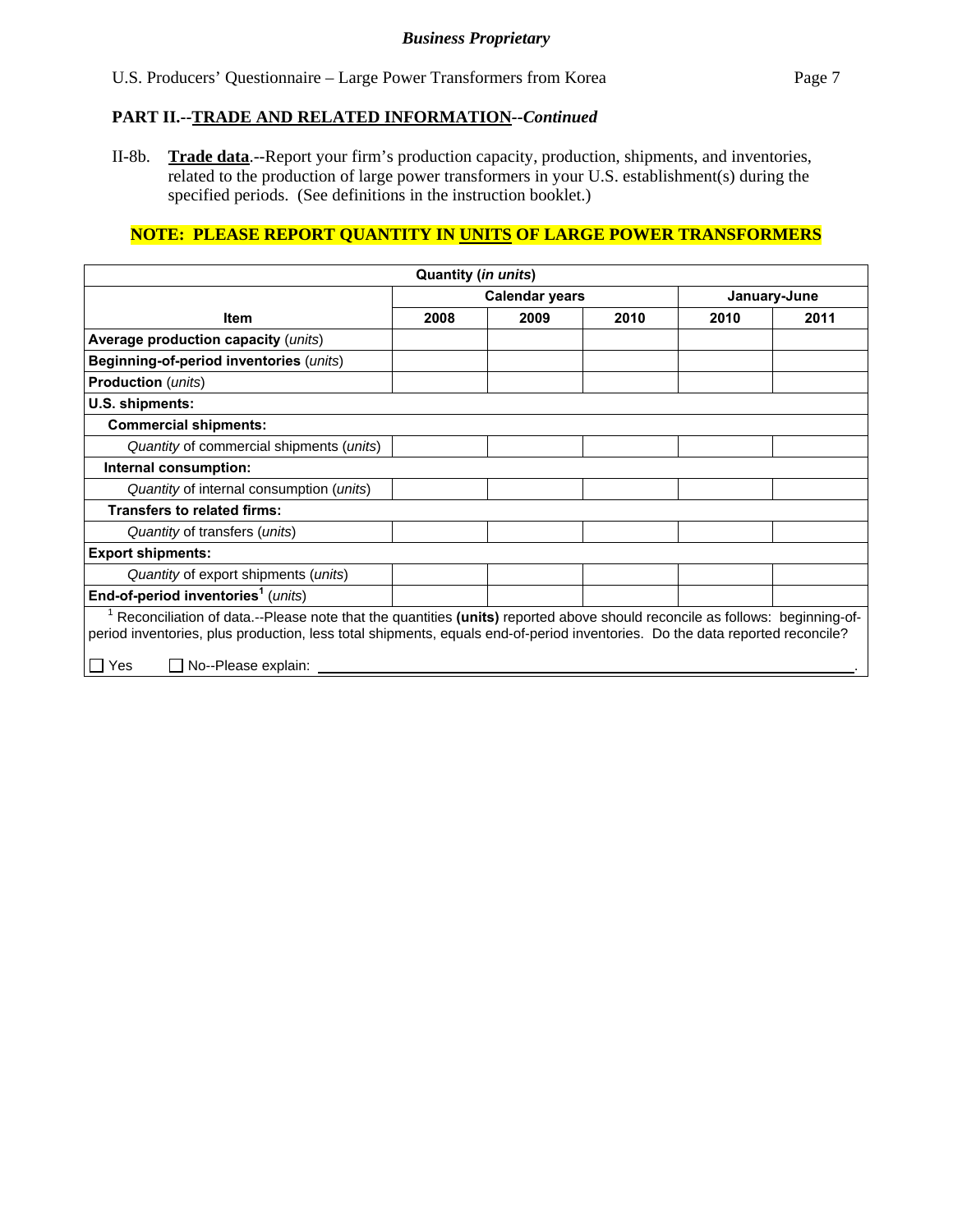**Business Proprietary**

## PART II.--TRADE AND RELATED INFORMATION--*Continued*

II-8b. **Trade data**.--Report your firm's production capacity, production, shipments, and inventories, related to the production of large power transformers in your U.S. establishment(s) during the specified periods. (See definitions in the instruction booklet.)

**NOTE: PLEASE REPORT QUANTITY IN UNITS OF LARGE POWER TRANSFORMERS**

| Quantity (*in units*) | | | | | |
|---|---|---|---|---|---|
| | Calendar years | | | January-June | |
| **Item** | **2008** | **2009** | **2010** | **2010** | **2011** |
| **Average production capacity** (*units*) | | | | | |
| **Beginning-of-period inventories** (*units*) | | | | | |
| **Production** (*units*) | | | | | |
| **U.S. shipments:** | | | | | |
| **Commercial shipments:** | | | | | |
| *Quantity* of commercial shipments (*units*) | | | | | |
| **Internal consumption:** | | | | | |
| *Quantity* of internal consumption (*units*) | | | | | |
| **Transfers to related firms:** | | | | | |
| *Quantity* of transfers (*units*) | | | | | |
| **Export shipments:** | | | | | |
| *Quantity* of export shipments (*units*) | | | | | |
| **End-of-period inventories**[1] (*units*) | | | | | |

[1] Reconciliation of data.--Please note that the quantities **(units)** reported above should reconcile as follows: beginning-of-period inventories, plus production, less total shipments, equals end-of-period inventories. Do the data reported reconcile?

☐ Yes ☐ No--Please explain: ______________________________________________.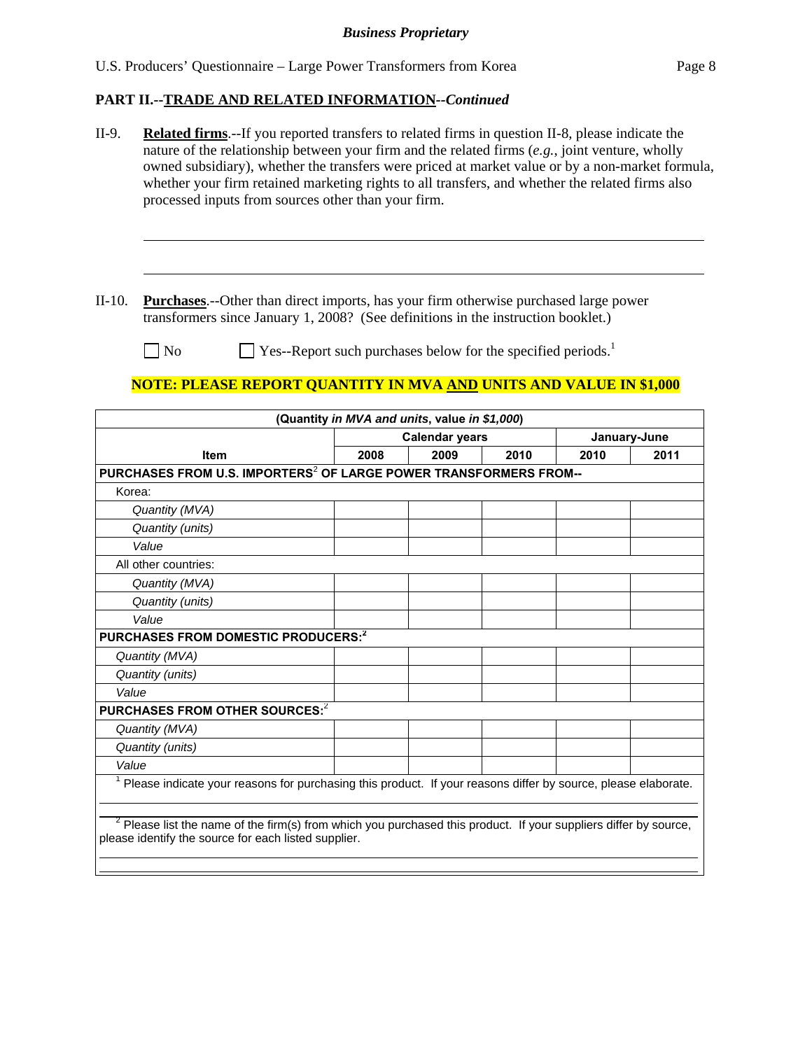**Business Proprietary**

## PART II.--TRADE AND RELATED INFORMATION--*Continued*

II-9. **Related firms**.--If you reported transfers to related firms in question II-8, please indicate the nature of the relationship between your firm and the related firms (*e.g.*, joint venture, wholly owned subsidiary), whether the transfers were priced at market value or by a non-market formula, whether your firm retained marketing rights to all transfers, and whether the related firms also processed inputs from sources other than your firm.

______________________________________________________________________

______________________________________________________________________

II-10. **Purchases**.--Other than direct imports, has your firm otherwise purchased large power transformers since January 1, 2008? (See definitions in the instruction booklet.)

☐ No ☐ Yes--Report such purchases below for the specified periods.[1]

**NOTE: PLEASE REPORT QUANTITY IN MVA AND UNITS AND VALUE IN $1,000**

| (Quantity *in MVA and units*, value *in $1,000*) | | | | | |
|---|---|---|---|---|---|
| | Calendar years | | | January-June | |
| **Item** | **2008** | **2009** | **2010** | **2010** | **2011** |
| **PURCHASES FROM U.S. IMPORTERS[2] OF LARGE POWER TRANSFORMERS FROM--** | | | | | |
| Korea: | | | | | |
| *Quantity (MVA)* | | | | | |
| *Quantity (units)* | | | | | |
| *Value* | | | | | |
| All other countries: | | | | | |
| *Quantity (MVA)* | | | | | |
| *Quantity (units)* | | | | | |
| *Value* | | | | | |
| **PURCHASES FROM DOMESTIC PRODUCERS:[2]** | | | | | |
| *Quantity (MVA)* | | | | | |
| *Quantity (units)* | | | | | |
| *Value* | | | | | |
| **PURCHASES FROM OTHER SOURCES:[2]** | | | | | |
| *Quantity (MVA)* | | | | | |
| *Quantity (units)* | | | | | |
| *Value* | | | | | |

[1] Please indicate your reasons for purchasing this product. If your reasons differ by source, please elaborate.

______________________________________________________________________

[2] Please list the name of the firm(s) from which you purchased this product. If your suppliers differ by source, please identify the source for each listed supplier.

______________________________________________________________________

______________________________________________________________________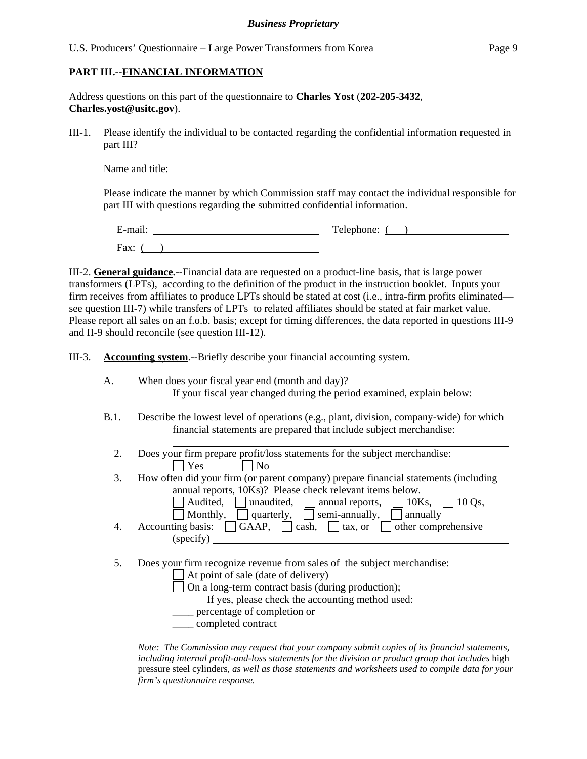**Business Proprietary**

U.S. Producers' Questionnaire – Large Power Transformers from Korea

## PART III.--FINANCIAL INFORMATION

Address questions on this part of the questionnaire to **Charles Yost** (**202-205-3432**, **Charles.yost@usitc.gov**).

III-1. Please identify the individual to be contacted regarding the confidential information requested in part III?

Name and title: \_\_\_\_\_\_\_\_\_\_\_\_\_\_\_\_\_\_\_\_\_\_\_\_\_\_\_\_\_\_\_\_\_\_\_\_\_\_\_\_

Please indicate the manner by which Commission staff may contact the individual responsible for part III with questions regarding the submitted confidential information.

E-mail: \_\_\_\_\_\_\_\_\_\_\_\_\_\_\_\_\_\_\_\_\_\_\_\_ Telephone: ( ) \_\_\_\_\_\_\_\_\_\_\_\_\_\_\_\_

Fax: ( ) \_\_\_\_\_\_\_\_\_\_\_\_\_\_\_\_\_\_\_\_\_\_\_\_

III-2. **General guidance.--**Financial data are requested on a product-line basis, that is large power transformers (LPTs), according to the definition of the product in the instruction booklet. Inputs your firm receives from affiliates to produce LPTs should be stated at cost (i.e., intra-firm profits eliminated—see question III-7) while transfers of LPTs to related affiliates should be stated at fair market value. Please report all sales on an f.o.b. basis; except for timing differences, the data reported in questions III-9 and II-9 should reconcile (see question III-12).

III-3. **Accounting system**.--Briefly describe your financial accounting system.

A. When does your fiscal year end (month and day)? \_\_\_\_\_\_\_\_\_\_\_\_\_\_\_\_\_\_\_\_
If your fiscal year changed during the period examined, explain below:
\_\_\_\_\_\_\_\_\_\_\_\_\_\_\_\_\_\_\_\_\_\_\_\_\_\_\_\_\_\_\_\_\_\_\_\_\_\_\_\_

B.1. Describe the lowest level of operations (e.g., plant, division, company-wide) for which financial statements are prepared that include subject merchandise:
\_\_\_\_\_\_\_\_\_\_\_\_\_\_\_\_\_\_\_\_\_\_\_\_\_\_\_\_\_\_\_\_\_\_\_\_\_\_\_\_

2. Does your firm prepare profit/loss statements for the subject merchandise:
☐ Yes ☐ No

3. How often did your firm (or parent company) prepare financial statements (including annual reports, 10Ks)? Please check relevant items below.
☐ Audited, ☐ unaudited, ☐ annual reports, ☐ 10Ks, ☐ 10 Qs,
☐ Monthly, ☐ quarterly, ☐ semi-annually, ☐ annually

4. Accounting basis: ☐ GAAP, ☐ cash, ☐ tax, or ☐ other comprehensive (specify) \_\_\_\_\_\_\_\_\_\_\_\_\_\_\_\_\_\_\_\_\_\_\_\_\_\_\_\_\_\_\_\_\_\_\_\_\_\_\_\_

5. Does your firm recognize revenue from sales of the subject merchandise:
☐ At point of sale (date of delivery)
☐ On a long-term contract basis (during production);
If yes, please check the accounting method used:
\_\_\_\_ percentage of completion or
\_\_\_\_ completed contract

*Note: The Commission may request that your company submit copies of its financial statements, including internal profit-and-loss statements for the division or product group that includes* high pressure steel cylinders*, as well as those statements and worksheets used to compile data for your firm's questionnaire response.*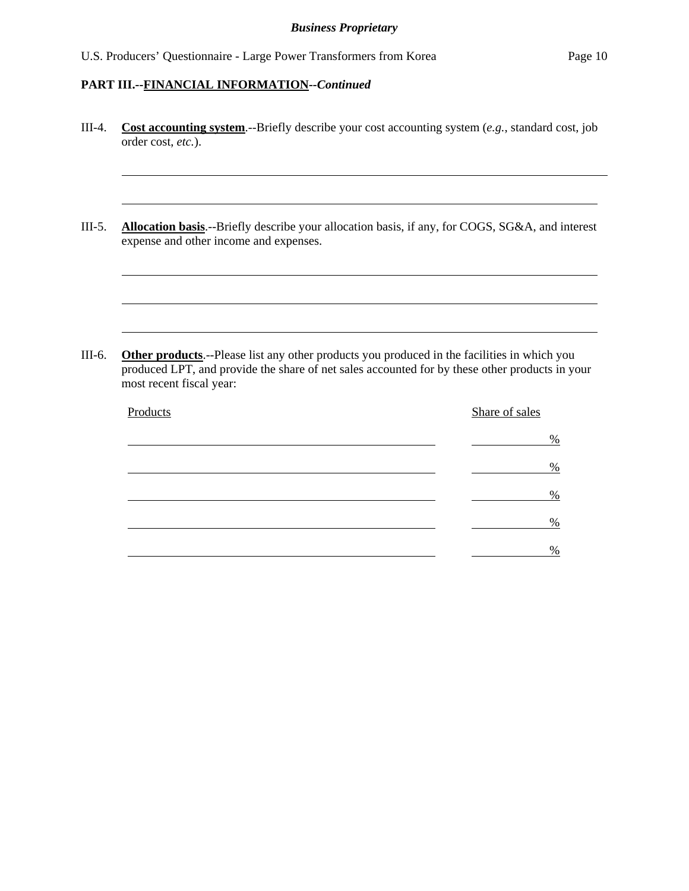## PART III.--FINANCIAL INFORMATION--*Continued*

III-4. **Cost accounting system**.--Briefly describe your cost accounting system (*e.g.*, standard cost, job order cost, *etc.*).

______________________________________________________________________________

______________________________________________________________________________

III-5. **Allocation basis**.--Briefly describe your allocation basis, if any, for COGS, SG&A, and interest expense and other income and expenses.

______________________________________________________________________________

______________________________________________________________________________

______________________________________________________________________________

III-6. **Other products**.--Please list any other products you produced in the facilities in which you produced LPT, and provide the share of net sales accounted for by these other products in your most recent fiscal year:

| Products | Share of sales |
|---|---|
| | % |
| | % |
| | % |
| | % |
| | % |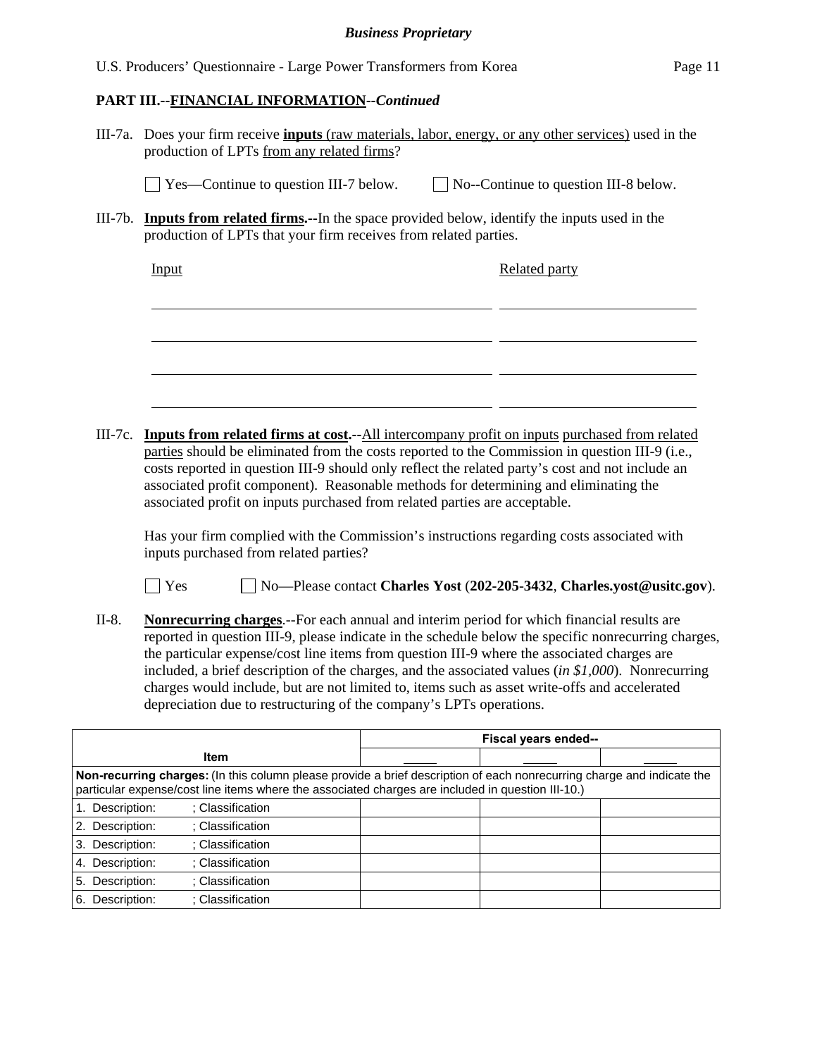**PART III.--FINANCIAL INFORMATION--*Continued***

III-7a. Does your firm receive **inputs** (raw materials, labor, energy, or any other services) used in the production of LPTs from any related firms?

☐ Yes—Continue to question III-7 below. ☐ No--Continue to question III-8 below.

III-7b. **Inputs from related firms.--**In the space provided below, identify the inputs used in the production of LPTs that your firm receives from related parties.

| Input | Related party |
|---|---|
| | |
| | |
| | |
| | |

III-7c. **Inputs from related firms at cost.--**All intercompany profit on inputs purchased from related parties should be eliminated from the costs reported to the Commission in question III-9 (i.e., costs reported in question III-9 should only reflect the related party's cost and not include an associated profit component). Reasonable methods for determining and eliminating the associated profit on inputs purchased from related parties are acceptable.

Has your firm complied with the Commission's instructions regarding costs associated with inputs purchased from related parties?

☐ Yes ☐ No—Please contact **Charles Yost** (**202-205-3432**, **Charles.yost@usitc.gov**).

II-8. **Nonrecurring charges**.--For each annual and interim period for which financial results are reported in question III-9, please indicate in the schedule below the specific nonrecurring charges, the particular expense/cost line items from question III-9 where the associated charges are included, a brief description of the charges, and the associated values (*in $1,000*). Nonrecurring charges would include, but are not limited to, items such as asset write-offs and accelerated depreciation due to restructuring of the company's LPTs operations.

| | Fiscal years ended-- | | |
|---|---|---|---|
| **Item** | _____ | _____ | _____ |
| **Non-recurring charges:** (In this column please provide a brief description of each nonrecurring charge and indicate the particular expense/cost line items where the associated charges are included in question III-10.) | | | |
| 1. Description: ; Classification | | | |
| 2. Description: ; Classification | | | |
| 3. Description: ; Classification | | | |
| 4. Description: ; Classification | | | |
| 5. Description: ; Classification | | | |
| 6. Description: ; Classification | | | |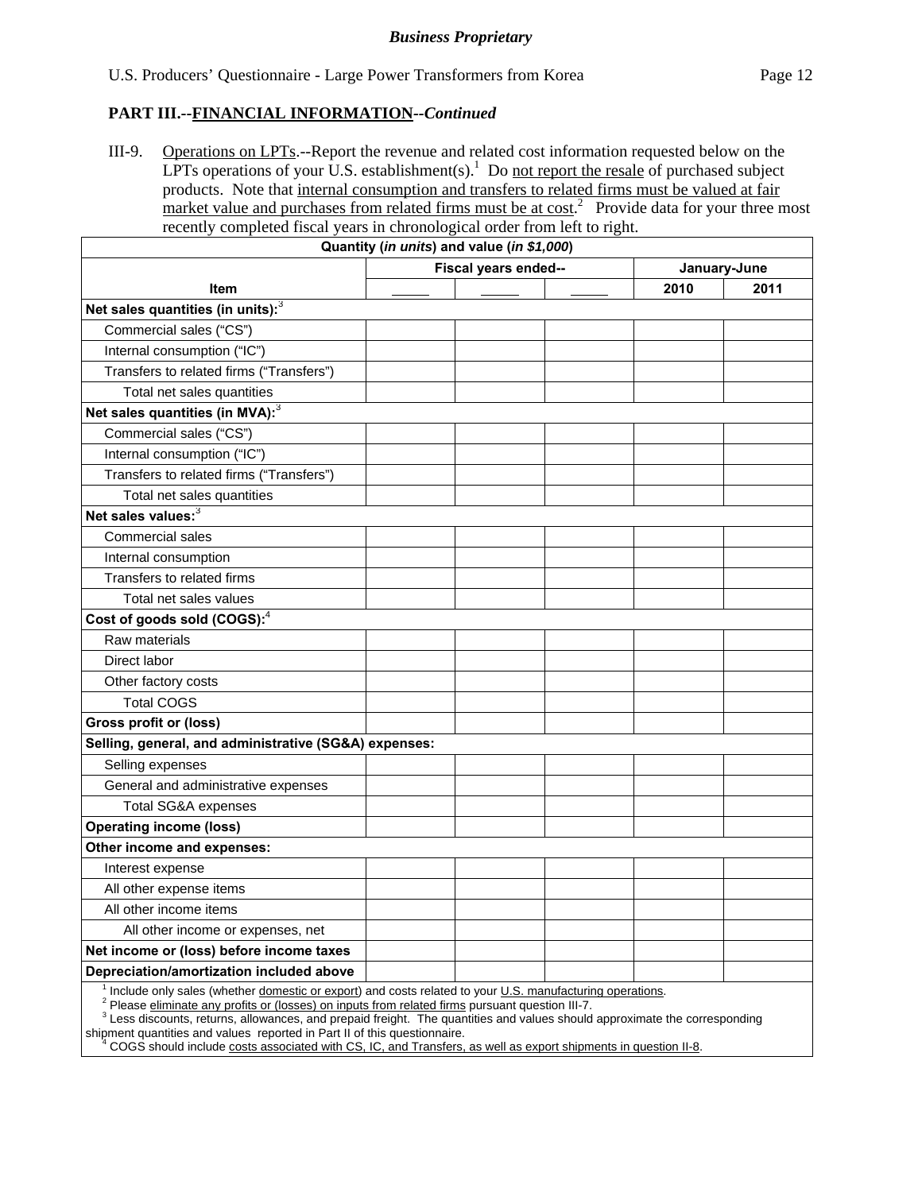*Business Proprietary*

U.S. Producers' Questionnaire - Large Power Transformers from Korea

## PART III.--FINANCIAL INFORMATION--*Continued*

III-9. Operations on LPTs.--Report the revenue and related cost information requested below on the LPTs operations of your U.S. establishment(s).[1] Do not report the resale of purchased subject products. Note that internal consumption and transfers to related firms must be valued at fair market value and purchases from related firms must be at cost.[2] Provide data for your three most recently completed fiscal years in chronological order from left to right.

| Quantity (*in units*) and value (*in $1,000*) | | | | | |
|---|---|---|---|---|---|
| | Fiscal years ended-- | | | January-June | |
| **Item** | _____ | _____ | _____ | **2010** | **2011** |
| **Net sales quantities (in units):**[3] | | | | | |
| Commercial sales ("CS") | | | | | |
| Internal consumption ("IC") | | | | | |
| Transfers to related firms ("Transfers") | | | | | |
| Total net sales quantities | | | | | |
| **Net sales quantities (in MVA):**[3] | | | | | |
| Commercial sales ("CS") | | | | | |
| Internal consumption ("IC") | | | | | |
| Transfers to related firms ("Transfers") | | | | | |
| Total net sales quantities | | | | | |
| **Net sales values:**[3] | | | | | |
| Commercial sales | | | | | |
| Internal consumption | | | | | |
| Transfers to related firms | | | | | |
| Total net sales values | | | | | |
| **Cost of goods sold (COGS):**[4] | | | | | |
| Raw materials | | | | | |
| Direct labor | | | | | |
| Other factory costs | | | | | |
| Total COGS | | | | | |
| **Gross profit or (loss)** | | | | | |
| **Selling, general, and administrative (SG&A) expenses:** | | | | | |
| Selling expenses | | | | | |
| General and administrative expenses | | | | | |
| Total SG&A expenses | | | | | |
| **Operating income (loss)** | | | | | |
| **Other income and expenses:** | | | | | |
| Interest expense | | | | | |
| All other expense items | | | | | |
| All other income items | | | | | |
| All other income or expenses, net | | | | | |
| **Net income or (loss) before income taxes** | | | | | |
| **Depreciation/amortization included above** | | | | | |

[1] Include only sales (whether domestic or export) and costs related to your U.S. manufacturing operations.
[2] Please eliminate any profits or (losses) on inputs from related firms pursuant question III-7.
[3] Less discounts, returns, allowances, and prepaid freight. The quantities and values should approximate the corresponding shipment quantities and values reported in Part II of this questionnaire.
[4] COGS should include costs associated with CS, IC, and Transfers, as well as export shipments in question II-8.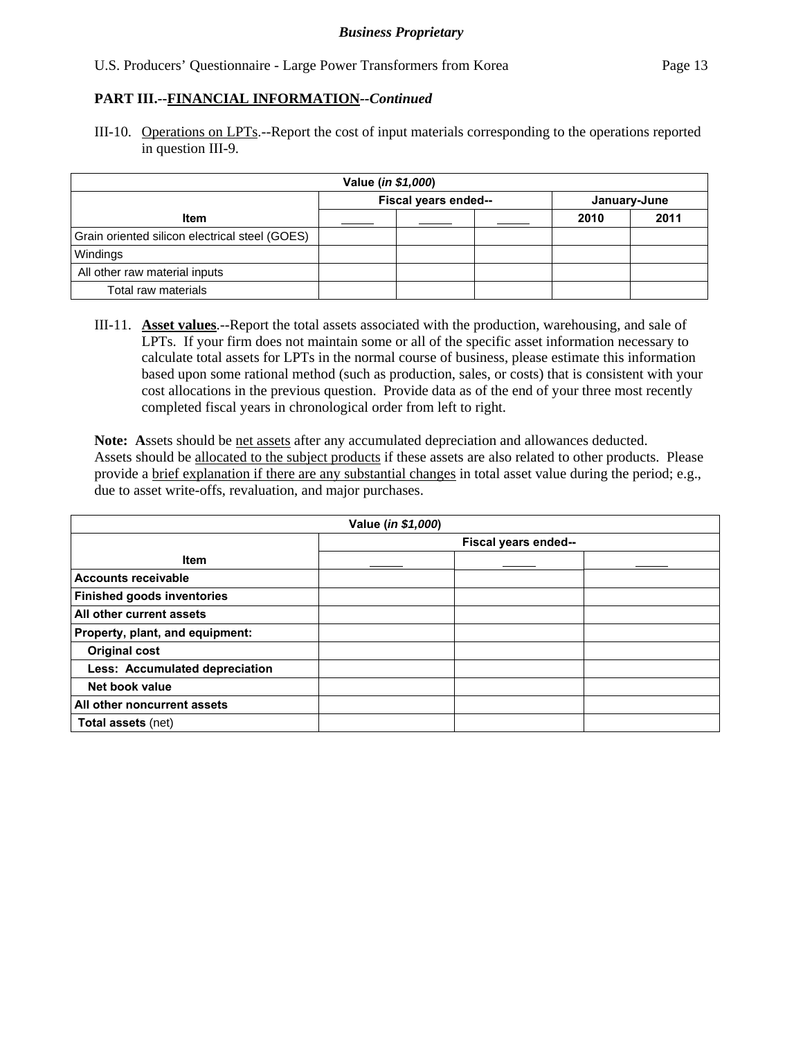**Business Proprietary**

## PART III.--FINANCIAL INFORMATION--*Continued*

III-10. Operations on LPTs.--Report the cost of input materials corresponding to the operations reported in question III-9.

| Value (*in $1,000*) | | | | | |
|---|---|---|---|---|---|
| | Fiscal years ended-- | | | January-June | |
| Item | _____ | _____ | _____ | 2010 | 2011 |
| Grain oriented silicon electrical steel (GOES) | | | | | |
| Windings | | | | | |
| All other raw material inputs | | | | | |
| Total raw materials | | | | | |

III-11. **Asset values**.--Report the total assets associated with the production, warehousing, and sale of LPTs. If your firm does not maintain some or all of the specific asset information necessary to calculate total assets for LPTs in the normal course of business, please estimate this information based upon some rational method (such as production, sales, or costs) that is consistent with your cost allocations in the previous question. Provide data as of the end of your three most recently completed fiscal years in chronological order from left to right.

**Note: A**ssets should be net assets after any accumulated depreciation and allowances deducted. Assets should be allocated to the subject products if these assets are also related to other products. Please provide a brief explanation if there are any substantial changes in total asset value during the period; e.g., due to asset write-offs, revaluation, and major purchases.

| Value (*in $1,000*) | | | |
|---|---|---|---|
| | Fiscal years ended-- | | |
| Item | _____ | _____ | _____ |
| **Accounts receivable** | | | |
| **Finished goods inventories** | | | |
| **All other current assets** | | | |
| **Property, plant, and equipment:** | | | |
| **Original cost** | | | |
| **Less: Accumulated depreciation** | | | |
| **Net book value** | | | |
| **All other noncurrent assets** | | | |
| **Total assets** (net) | | | |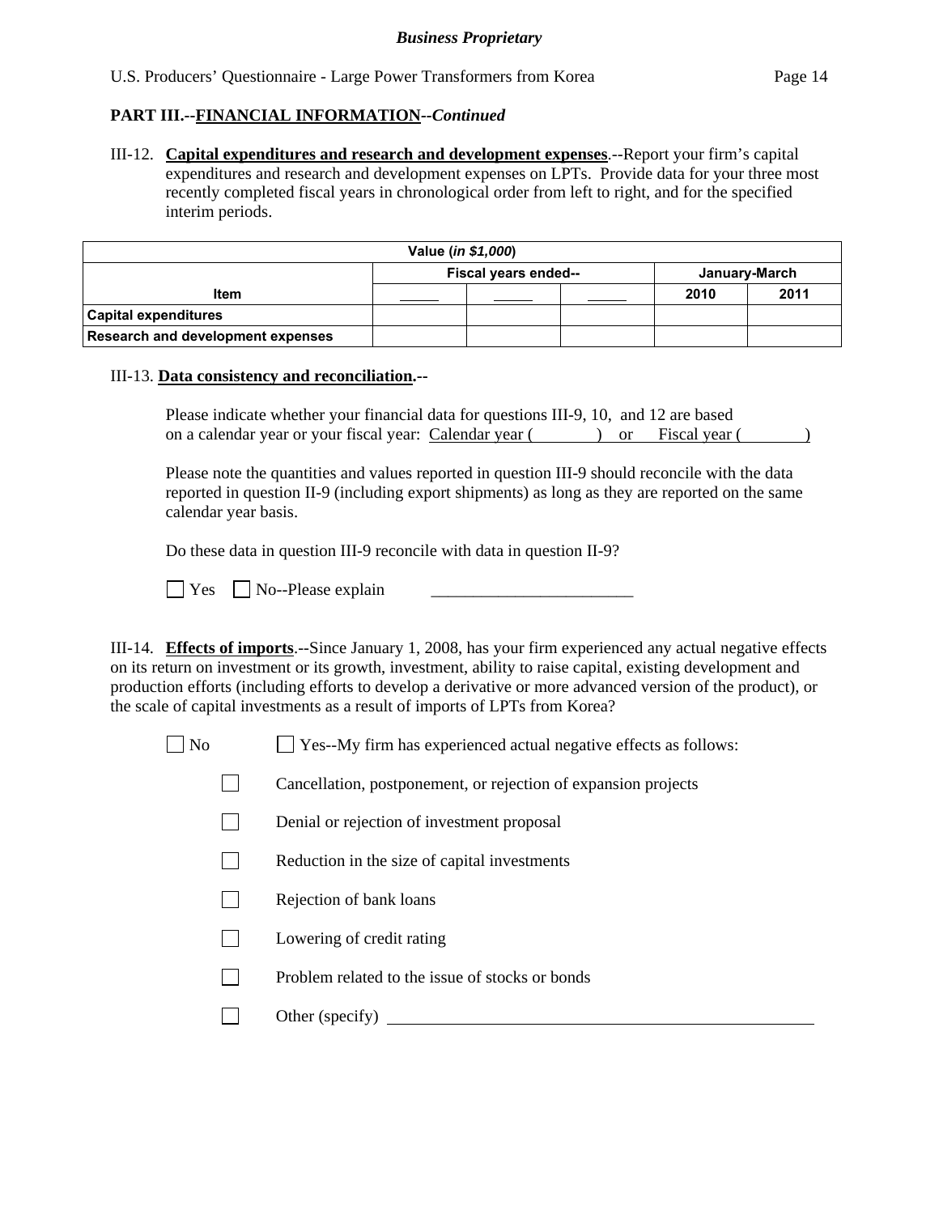**PART III.--FINANCIAL INFORMATION--*Continued***

III-12. **Capital expenditures and research and development expenses**.--Report your firm's capital expenditures and research and development expenses on LPTs. Provide data for your three most recently completed fiscal years in chronological order from left to right, and for the specified interim periods.

| Value (*in $1,000*) | | | | | |
|---|---|---|---|---|---|
| | Fiscal years ended-- | | | January-March | |
| Item | _____ | _____ | _____ | 2010 | 2011 |
| Capital expenditures | | | | | |
| Research and development expenses | | | | | |

III-13. **Data consistency and reconciliation.--**

Please indicate whether your financial data for questions III-9, 10, and 12 are based on a calendar year or your fiscal year: Calendar year ( ) or Fiscal year ( )

Please note the quantities and values reported in question III-9 should reconcile with the data reported in question II-9 (including export shipments) as long as they are reported on the same calendar year basis.

Do these data in question III-9 reconcile with data in question II-9?

☐ Yes ☐ No--Please explain ________________________

III-14. **Effects of imports**.--Since January 1, 2008, has your firm experienced any actual negative effects on its return on investment or its growth, investment, ability to raise capital, existing development and production efforts (including efforts to develop a derivative or more advanced version of the product), or the scale of capital investments as a result of imports of LPTs from Korea?

☐ No ☐ Yes--My firm has experienced actual negative effects as follows:

- ☐ Cancellation, postponement, or rejection of expansion projects
- ☐ Denial or rejection of investment proposal
- ☐ Reduction in the size of capital investments
- ☐ Rejection of bank loans
- ☐ Lowering of credit rating
- ☐ Problem related to the issue of stocks or bonds
- ☐ Other (specify) ________________________________________________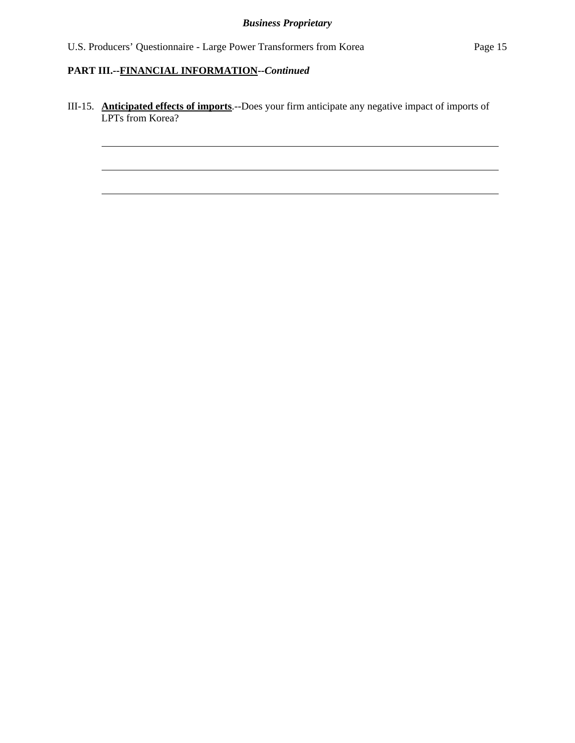## PART III.--<u>FINANCIAL INFORMATION</u>--*Continued*

III-15. **<u>Anticipated effects of imports</u>**.--Does your firm anticipate any negative impact of imports of LPTs from Korea?

___

___

___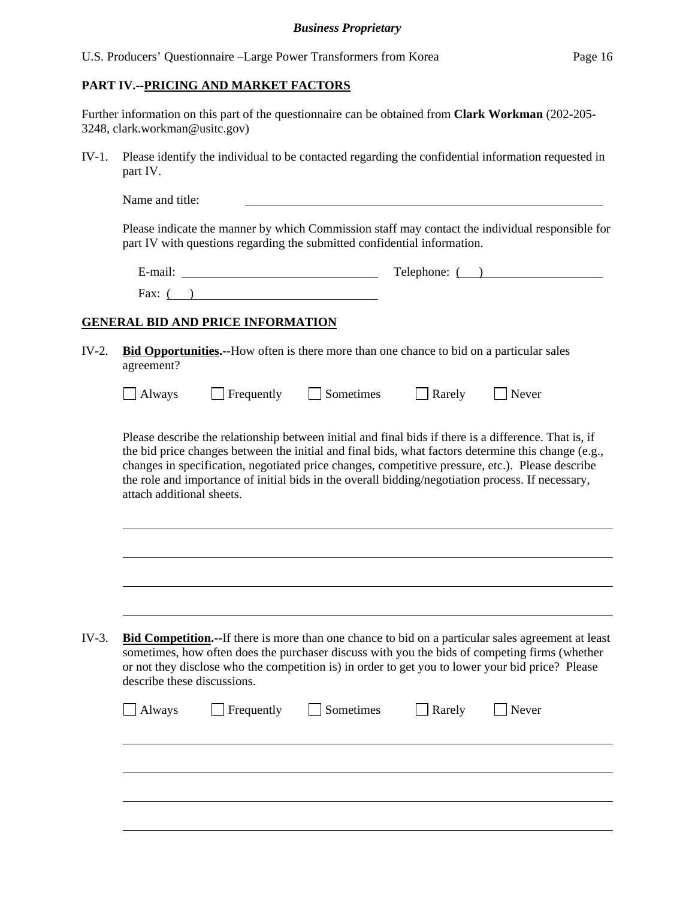## PART IV.--PRICING AND MARKET FACTORS

Further information on this part of the questionnaire can be obtained from **Clark Workman** (202-205-3248, clark.workman@usitc.gov)

IV-1. Please identify the individual to be contacted regarding the confidential information requested in part IV.

Name and title: \_\_\_\_\_\_\_\_\_\_\_\_\_\_\_\_\_\_\_\_\_\_\_\_\_\_\_\_\_\_\_\_\_\_\_\_\_\_\_\_

Please indicate the manner by which Commission staff may contact the individual responsible for part IV with questions regarding the submitted confidential information.

E-mail: \_\_\_\_\_\_\_\_\_\_\_\_\_\_\_\_\_\_\_\_ Telephone: ( ) \_\_\_\_\_\_\_\_\_\_\_\_\_\_

Fax: ( ) \_\_\_\_\_\_\_\_\_\_\_\_\_\_\_\_\_\_\_\_

### GENERAL BID AND PRICE INFORMATION

IV-2. **Bid Opportunities.--**How often is there more than one chance to bid on a particular sales agreement?

☐ Always ☐ Frequently ☐ Sometimes ☐ Rarely ☐ Never

Please describe the relationship between initial and final bids if there is a difference. That is, if the bid price changes between the initial and final bids, what factors determine this change (e.g., changes in specification, negotiated price changes, competitive pressure, etc.). Please describe the role and importance of initial bids in the overall bidding/negotiation process. If necessary, attach additional sheets.

\_\_\_\_\_\_\_\_\_\_\_\_\_\_\_\_\_\_\_\_\_\_\_\_\_\_\_\_\_\_\_\_\_\_\_\_\_\_\_\_\_\_\_\_\_\_\_\_\_\_\_\_\_\_\_\_

\_\_\_\_\_\_\_\_\_\_\_\_\_\_\_\_\_\_\_\_\_\_\_\_\_\_\_\_\_\_\_\_\_\_\_\_\_\_\_\_\_\_\_\_\_\_\_\_\_\_\_\_\_\_\_\_

\_\_\_\_\_\_\_\_\_\_\_\_\_\_\_\_\_\_\_\_\_\_\_\_\_\_\_\_\_\_\_\_\_\_\_\_\_\_\_\_\_\_\_\_\_\_\_\_\_\_\_\_\_\_\_\_

\_\_\_\_\_\_\_\_\_\_\_\_\_\_\_\_\_\_\_\_\_\_\_\_\_\_\_\_\_\_\_\_\_\_\_\_\_\_\_\_\_\_\_\_\_\_\_\_\_\_\_\_\_\_\_\_

IV-3. **Bid Competition.--**If there is more than one chance to bid on a particular sales agreement at least sometimes, how often does the purchaser discuss with you the bids of competing firms (whether or not they disclose who the competition is) in order to get you to lower your bid price? Please describe these discussions.

☐ Always ☐ Frequently ☐ Sometimes ☐ Rarely ☐ Never

\_\_\_\_\_\_\_\_\_\_\_\_\_\_\_\_\_\_\_\_\_\_\_\_\_\_\_\_\_\_\_\_\_\_\_\_\_\_\_\_\_\_\_\_\_\_\_\_\_\_\_\_\_\_\_\_

\_\_\_\_\_\_\_\_\_\_\_\_\_\_\_\_\_\_\_\_\_\_\_\_\_\_\_\_\_\_\_\_\_\_\_\_\_\_\_\_\_\_\_\_\_\_\_\_\_\_\_\_\_\_\_\_

\_\_\_\_\_\_\_\_\_\_\_\_\_\_\_\_\_\_\_\_\_\_\_\_\_\_\_\_\_\_\_\_\_\_\_\_\_\_\_\_\_\_\_\_\_\_\_\_\_\_\_\_\_\_\_\_

\_\_\_\_\_\_\_\_\_\_\_\_\_\_\_\_\_\_\_\_\_\_\_\_\_\_\_\_\_\_\_\_\_\_\_\_\_\_\_\_\_\_\_\_\_\_\_\_\_\_\_\_\_\_\_\_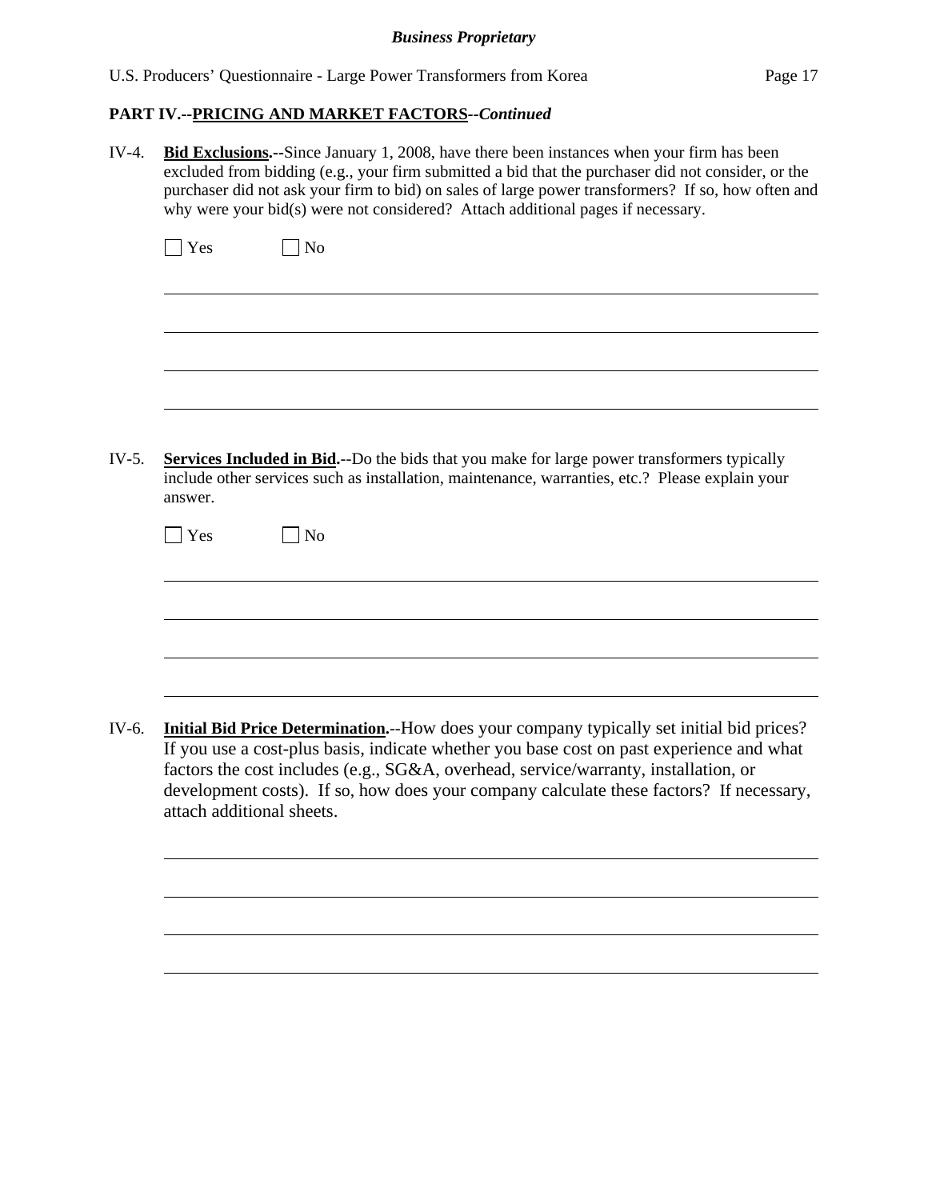## PART IV.--PRICING AND MARKET FACTORS--*Continued*

IV-4. **Bid Exclusions.**--Since January 1, 2008, have there been instances when your firm has been excluded from bidding (e.g., your firm submitted a bid that the purchaser did not consider, or the purchaser did not ask your firm to bid) on sales of large power transformers? If so, how often and why were your bid(s) were not considered? Attach additional pages if necessary.

☐ Yes ☐ No

\_\_\_\_\_\_\_\_\_\_\_\_\_\_\_\_\_\_\_\_\_\_\_\_\_\_\_\_\_\_\_\_\_\_\_\_\_\_\_\_\_\_\_\_\_\_\_\_\_\_\_\_\_\_\_\_\_\_\_\_\_\_\_\_\_\_\_\_\_\_\_\_

\_\_\_\_\_\_\_\_\_\_\_\_\_\_\_\_\_\_\_\_\_\_\_\_\_\_\_\_\_\_\_\_\_\_\_\_\_\_\_\_\_\_\_\_\_\_\_\_\_\_\_\_\_\_\_\_\_\_\_\_\_\_\_\_\_\_\_\_\_\_\_\_

\_\_\_\_\_\_\_\_\_\_\_\_\_\_\_\_\_\_\_\_\_\_\_\_\_\_\_\_\_\_\_\_\_\_\_\_\_\_\_\_\_\_\_\_\_\_\_\_\_\_\_\_\_\_\_\_\_\_\_\_\_\_\_\_\_\_\_\_\_\_\_\_

\_\_\_\_\_\_\_\_\_\_\_\_\_\_\_\_\_\_\_\_\_\_\_\_\_\_\_\_\_\_\_\_\_\_\_\_\_\_\_\_\_\_\_\_\_\_\_\_\_\_\_\_\_\_\_\_\_\_\_\_\_\_\_\_\_\_\_\_\_\_\_\_

IV-5. **Services Included in Bid.**--Do the bids that you make for large power transformers typically include other services such as installation, maintenance, warranties, etc.? Please explain your answer.

☐ Yes ☐ No

\_\_\_\_\_\_\_\_\_\_\_\_\_\_\_\_\_\_\_\_\_\_\_\_\_\_\_\_\_\_\_\_\_\_\_\_\_\_\_\_\_\_\_\_\_\_\_\_\_\_\_\_\_\_\_\_\_\_\_\_\_\_\_\_\_\_\_\_\_\_\_\_

\_\_\_\_\_\_\_\_\_\_\_\_\_\_\_\_\_\_\_\_\_\_\_\_\_\_\_\_\_\_\_\_\_\_\_\_\_\_\_\_\_\_\_\_\_\_\_\_\_\_\_\_\_\_\_\_\_\_\_\_\_\_\_\_\_\_\_\_\_\_\_\_

\_\_\_\_\_\_\_\_\_\_\_\_\_\_\_\_\_\_\_\_\_\_\_\_\_\_\_\_\_\_\_\_\_\_\_\_\_\_\_\_\_\_\_\_\_\_\_\_\_\_\_\_\_\_\_\_\_\_\_\_\_\_\_\_\_\_\_\_\_\_\_\_

\_\_\_\_\_\_\_\_\_\_\_\_\_\_\_\_\_\_\_\_\_\_\_\_\_\_\_\_\_\_\_\_\_\_\_\_\_\_\_\_\_\_\_\_\_\_\_\_\_\_\_\_\_\_\_\_\_\_\_\_\_\_\_\_\_\_\_\_\_\_\_\_

IV-6. **Initial Bid Price Determination.**--How does your company typically set initial bid prices? If you use a cost-plus basis, indicate whether you base cost on past experience and what factors the cost includes (e.g., SG&A, overhead, service/warranty, installation, or development costs). If so, how does your company calculate these factors? If necessary, attach additional sheets.

\_\_\_\_\_\_\_\_\_\_\_\_\_\_\_\_\_\_\_\_\_\_\_\_\_\_\_\_\_\_\_\_\_\_\_\_\_\_\_\_\_\_\_\_\_\_\_\_\_\_\_\_\_\_\_\_\_\_\_\_\_\_\_\_\_\_\_\_\_\_\_\_

\_\_\_\_\_\_\_\_\_\_\_\_\_\_\_\_\_\_\_\_\_\_\_\_\_\_\_\_\_\_\_\_\_\_\_\_\_\_\_\_\_\_\_\_\_\_\_\_\_\_\_\_\_\_\_\_\_\_\_\_\_\_\_\_\_\_\_\_\_\_\_\_

\_\_\_\_\_\_\_\_\_\_\_\_\_\_\_\_\_\_\_\_\_\_\_\_\_\_\_\_\_\_\_\_\_\_\_\_\_\_\_\_\_\_\_\_\_\_\_\_\_\_\_\_\_\_\_\_\_\_\_\_\_\_\_\_\_\_\_\_\_\_\_\_

\_\_\_\_\_\_\_\_\_\_\_\_\_\_\_\_\_\_\_\_\_\_\_\_\_\_\_\_\_\_\_\_\_\_\_\_\_\_\_\_\_\_\_\_\_\_\_\_\_\_\_\_\_\_\_\_\_\_\_\_\_\_\_\_\_\_\_\_\_\_\_\_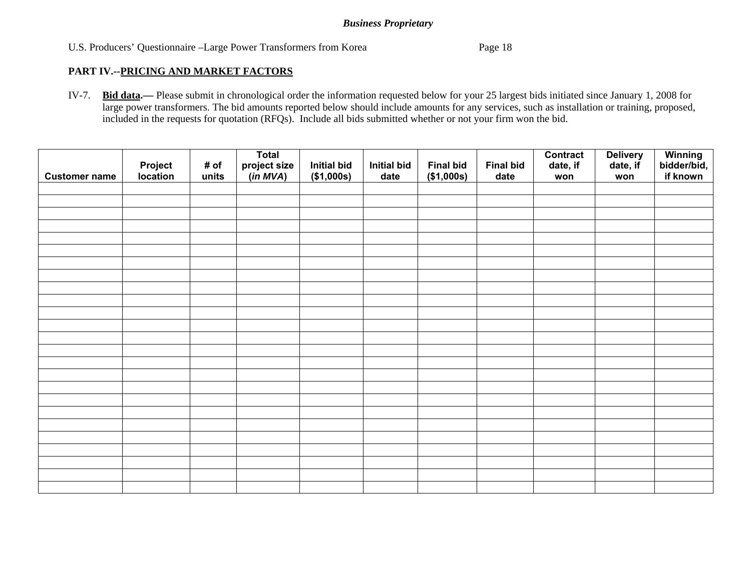*Business Proprietary*

U.S. Producers' Questionnaire –Large Power Transformers from Korea

## PART IV.--PRICING AND MARKET FACTORS

IV-7. **Bid data.—** Please submit in chronological order the information requested below for your 25 largest bids initiated since January 1, 2008 for large power transformers. The bid amounts reported below should include amounts for any services, such as installation or training, proposed, included in the requests for quotation (RFQs). Include all bids submitted whether or not your firm won the bid.

| Customer name | Project location | # of units | Total project size (*in MVA*) | Initial bid ($1,000s) | Initial bid date | Final bid ($1,000s) | Final bid date | Contract date, if won | Delivery date, if won | Winning bidder/bid, if known |
|---|---|---|---|---|---|---|---|---|---|---|
| | | | | | | | | | | |
| | | | | | | | | | | |
| | | | | | | | | | | |
| | | | | | | | | | | |
| | | | | | | | | | | |
| | | | | | | | | | | |
| | | | | | | | | | | |
| | | | | | | | | | | |
| | | | | | | | | | | |
| | | | | | | | | | | |
| | | | | | | | | | | |
| | | | | | | | | | | |
| | | | | | | | | | | |
| | | | | | | | | | | |
| | | | | | | | | | | |
| | | | | | | | | | | |
| | | | | | | | | | | |
| | | | | | | | | | | |
| | | | | | | | | | | |
| | | | | | | | | | | |
| | | | | | | | | | | |
| | | | | | | | | | | |
| | | | | | | | | | | |
| | | | | | | | | | | |
| | | | | | | | | | | |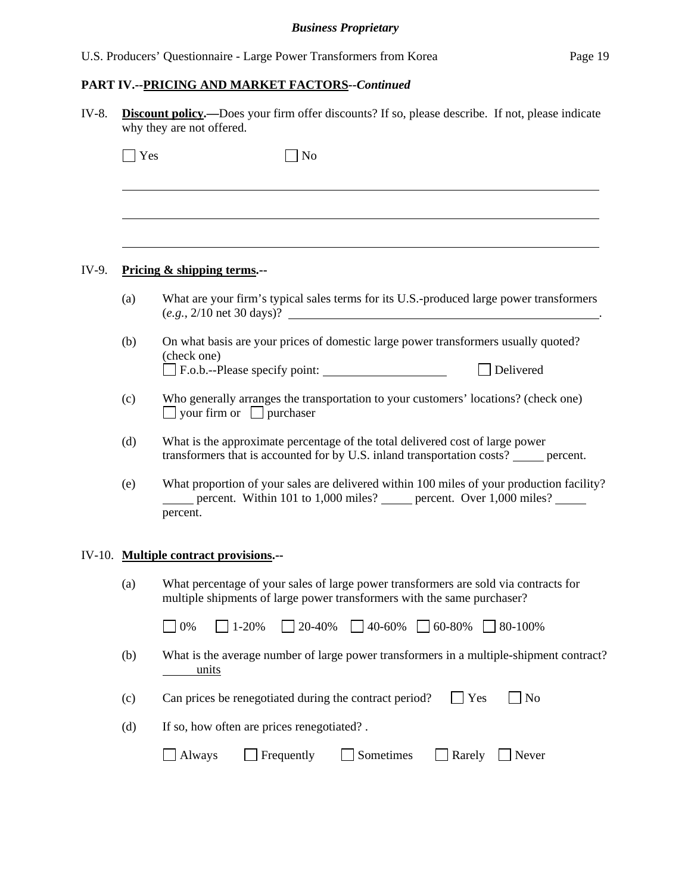**PART IV.--PRICING AND MARKET FACTORS--*Continued***

IV-8. **Discount policy.—**Does your firm offer discounts? If so, please describe. If not, please indicate why they are not offered.

☐ Yes ☐ No

______________________________________________________________________________

______________________________________________________________________________

______________________________________________________________________________

IV-9. **Pricing & shipping terms.--**

(a) What are your firm's typical sales terms for its U.S.-produced large power transformers (*e.g.*, 2/10 net 30 days)? ______________________________.

(b) On what basis are your prices of domestic large power transformers usually quoted? (check one)
☐ F.o.b.--Please specify point: ____________________ ☐ Delivered

(c) Who generally arranges the transportation to your customers' locations? (check one)
☐ your firm or ☐ purchaser

(d) What is the approximate percentage of the total delivered cost of large power transformers that is accounted for by U.S. inland transportation costs? _____ percent.

(e) What proportion of your sales are delivered within 100 miles of your production facility? _____ percent. Within 101 to 1,000 miles? _____ percent. Over 1,000 miles? _____ percent.

IV-10. **Multiple contract provisions.--**

(a) What percentage of your sales of large power transformers are sold via contracts for multiple shipments of large power transformers with the same purchaser?

☐ 0% ☐ 1-20% ☐ 20-40% ☐ 40-60% ☐ 60-80% ☐ 80-100%

(b) What is the average number of large power transformers in a multiple-shipment contract? ______ units

(c) Can prices be renegotiated during the contract period? ☐ Yes ☐ No

(d) If so, how often are prices renegotiated? .

☐ Always ☐ Frequently ☐ Sometimes ☐ Rarely ☐ Never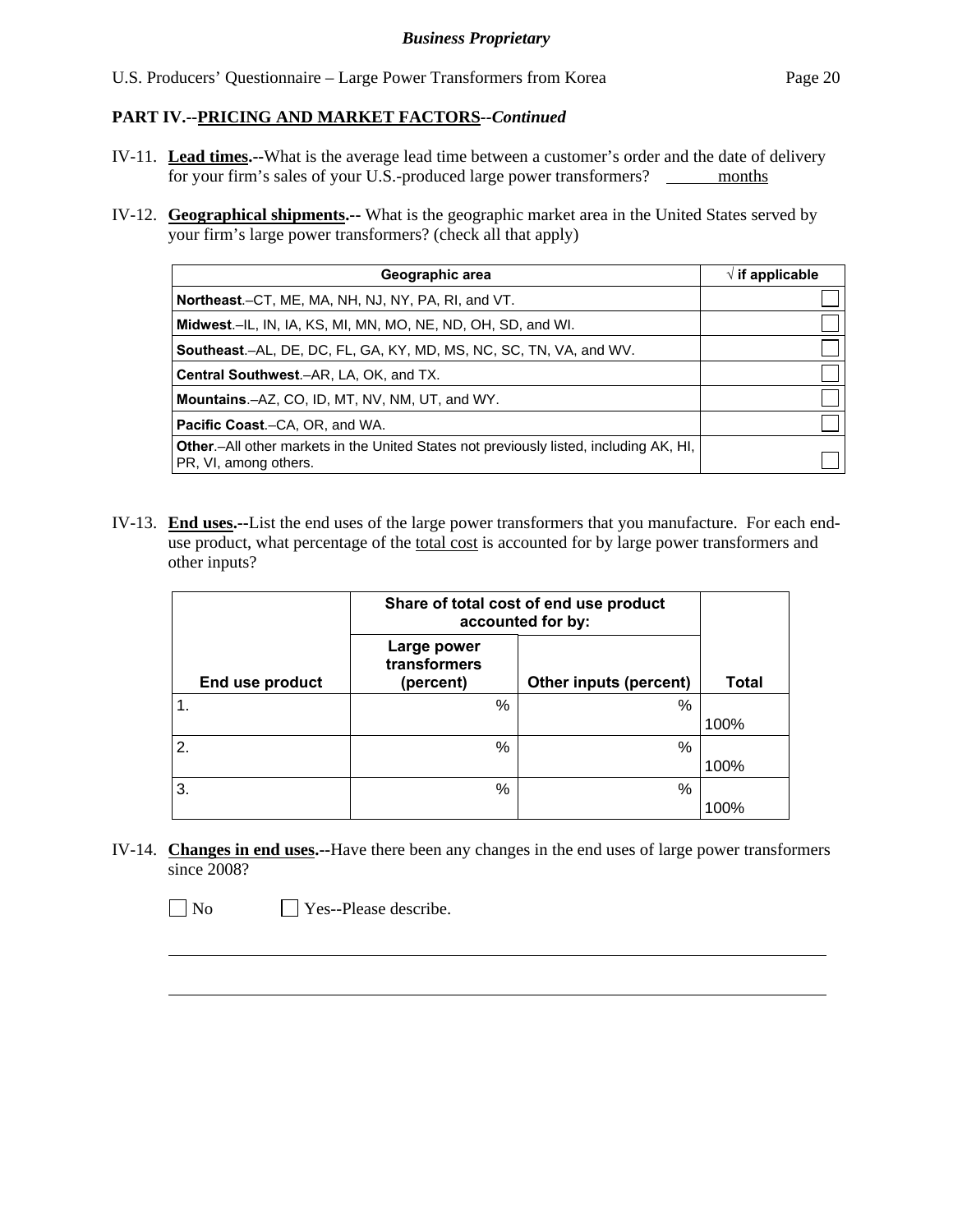**PART IV.--PRICING AND MARKET FACTORS--*Continued***

IV-11. **Lead times.--**What is the average lead time between a customer's order and the date of delivery for your firm's sales of your U.S.-produced large power transformers? ______ months

IV-12. **Geographical shipments.--** What is the geographic market area in the United States served by your firm's large power transformers? (check all that apply)

| Geographic area | √ if applicable |
|---|---|
| **Northeast**.–CT, ME, MA, NH, NJ, NY, PA, RI, and VT. | ☐ |
| **Midwest**.–IL, IN, IA, KS, MI, MN, MO, NE, ND, OH, SD, and WI. | ☐ |
| **Southeast**.–AL, DE, DC, FL, GA, KY, MD, MS, NC, SC, TN, VA, and WV. | ☐ |
| **Central Southwest**.–AR, LA, OK, and TX. | ☐ |
| **Mountains**.–AZ, CO, ID, MT, NV, NM, UT, and WY. | ☐ |
| **Pacific Coast**.–CA, OR, and WA. | ☐ |
| **Other**.–All other markets in the United States not previously listed, including AK, HI, PR, VI, among others. | ☐ |

IV-13. **End uses.--**List the end uses of the large power transformers that you manufacture. For each end-use product, what percentage of the total cost is accounted for by large power transformers and other inputs?

| | Share of total cost of end use product accounted for by: | | |
|---|---|---|---|
| End use product | Large power transformers (percent) | Other inputs (percent) | Total |
| 1. | % | % | 100% |
| 2. | % | % | 100% |
| 3. | % | % | 100% |

IV-14. **Changes in end uses.--**Have there been any changes in the end uses of large power transformers since 2008?

☐ No ☐ Yes--Please describe.

______________________________________________________________________________

______________________________________________________________________________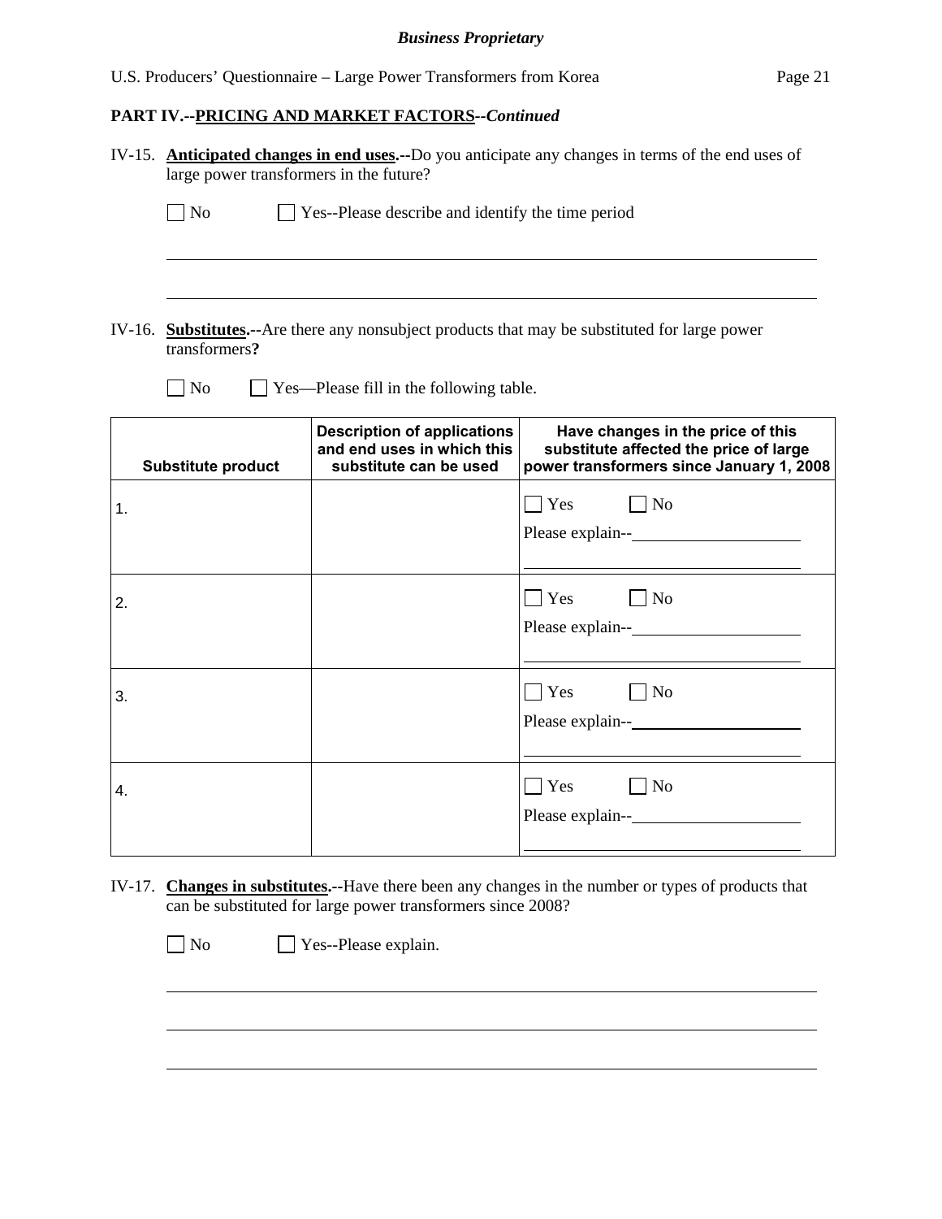**PART IV.--PRICING AND MARKET FACTORS--*Continued***

IV-15. **Anticipated changes in end uses.--**Do you anticipate any changes in terms of the end uses of large power transformers in the future?

☐ No ☐ Yes--Please describe and identify the time period

______________________________________________________________________________

______________________________________________________________________________

IV-16. **Substitutes.--**Are there any nonsubject products that may be substituted for large power transformers**?**

☐ No ☐ Yes—Please fill in the following table.

| Substitute product | Description of applications and end uses in which this substitute can be used | Have changes in the price of this substitute affected the price of large power transformers since January 1, 2008 |
|---|---|---|
| 1. | | ☐ Yes ☐ No<br>Please explain--____________________<br>________________________________ |
| 2. | | ☐ Yes ☐ No<br>Please explain--____________________<br>________________________________ |
| 3. | | ☐ Yes ☐ No<br>Please explain--____________________<br>________________________________ |
| 4. | | ☐ Yes ☐ No<br>Please explain--____________________<br>________________________________ |

IV-17. **Changes in substitutes.--**Have there been any changes in the number or types of products that can be substituted for large power transformers since 2008?

☐ No ☐ Yes--Please explain.

______________________________________________________________________________

______________________________________________________________________________

______________________________________________________________________________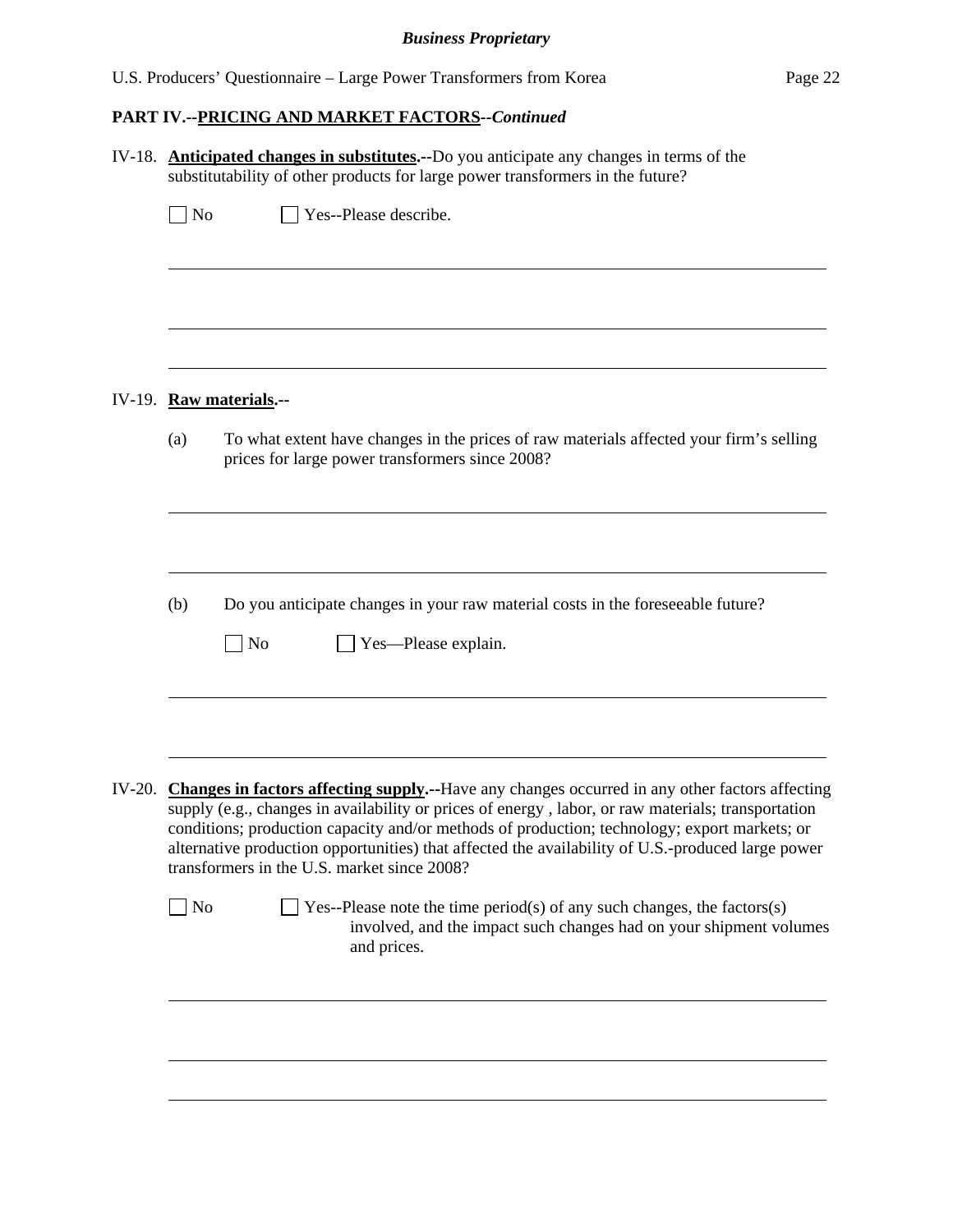## PART IV.--**PRICING AND MARKET FACTORS**--*Continued*

IV-18. **Anticipated changes in substitutes.--**Do you anticipate any changes in terms of the substitutability of other products for large power transformers in the future?

☐ No ☐ Yes--Please describe.

IV-19. **Raw materials.--**

(a) To what extent have changes in the prices of raw materials affected your firm's selling prices for large power transformers since 2008?

(b) Do you anticipate changes in your raw material costs in the foreseeable future?

☐ No ☐ Yes—Please explain.

IV-20. **Changes in factors affecting supply.--**Have any changes occurred in any other factors affecting supply (e.g., changes in availability or prices of energy , labor, or raw materials; transportation conditions; production capacity and/or methods of production; technology; export markets; or alternative production opportunities) that affected the availability of U.S.-produced large power transformers in the U.S. market since 2008?

☐ No ☐ Yes--Please note the time period(s) of any such changes, the factors(s) involved, and the impact such changes had on your shipment volumes and prices.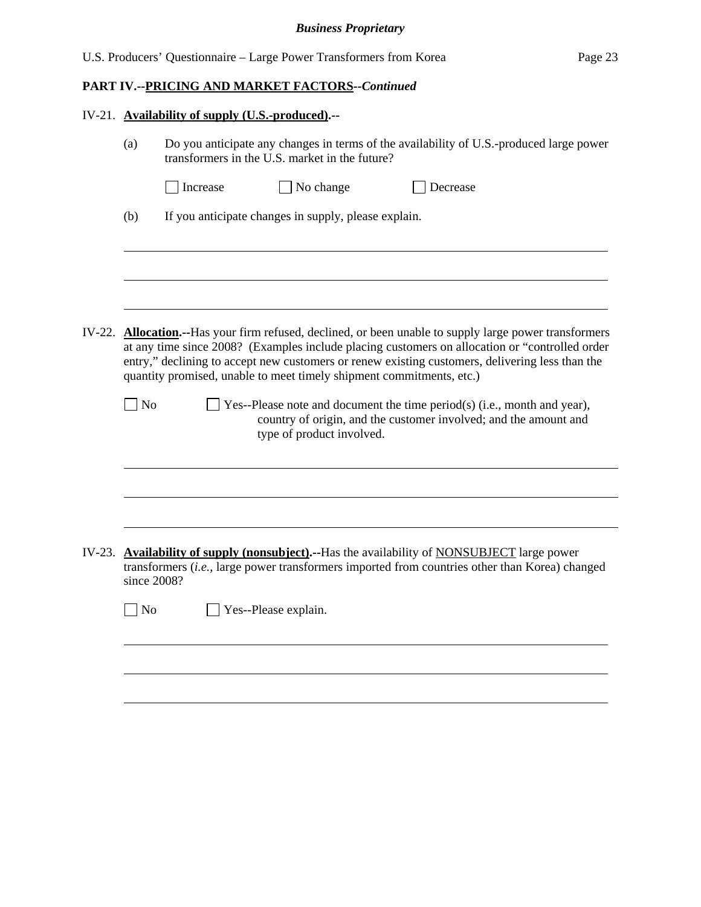**PART IV.--PRICING AND MARKET FACTORS--*Continued***

IV-21. **Availability of supply (U.S.-produced).--**

(a) Do you anticipate any changes in terms of the availability of U.S.-produced large power transformers in the U.S. market in the future?

☐ Increase ☐ No change ☐ Decrease

(b) If you anticipate changes in supply, please explain.

\_\_\_\_\_\_\_\_\_\_\_\_\_\_\_\_\_\_\_\_\_\_\_\_\_\_\_\_\_\_\_\_\_\_\_\_\_\_\_\_\_\_\_\_\_\_\_\_\_\_\_\_\_\_\_\_\_\_\_\_\_\_\_\_\_\_\_\_\_\_

\_\_\_\_\_\_\_\_\_\_\_\_\_\_\_\_\_\_\_\_\_\_\_\_\_\_\_\_\_\_\_\_\_\_\_\_\_\_\_\_\_\_\_\_\_\_\_\_\_\_\_\_\_\_\_\_\_\_\_\_\_\_\_\_\_\_\_\_\_\_

\_\_\_\_\_\_\_\_\_\_\_\_\_\_\_\_\_\_\_\_\_\_\_\_\_\_\_\_\_\_\_\_\_\_\_\_\_\_\_\_\_\_\_\_\_\_\_\_\_\_\_\_\_\_\_\_\_\_\_\_\_\_\_\_\_\_\_\_\_\_

IV-22. **Allocation.--**Has your firm refused, declined, or been unable to supply large power transformers at any time since 2008? (Examples include placing customers on allocation or "controlled order entry," declining to accept new customers or renew existing customers, delivering less than the quantity promised, unable to meet timely shipment commitments, etc.)

☐ No ☐ Yes--Please note and document the time period(s) (i.e., month and year), country of origin, and the customer involved; and the amount and type of product involved.

\_\_\_\_\_\_\_\_\_\_\_\_\_\_\_\_\_\_\_\_\_\_\_\_\_\_\_\_\_\_\_\_\_\_\_\_\_\_\_\_\_\_\_\_\_\_\_\_\_\_\_\_\_\_\_\_\_\_\_\_\_\_\_\_\_\_\_\_\_\_

\_\_\_\_\_\_\_\_\_\_\_\_\_\_\_\_\_\_\_\_\_\_\_\_\_\_\_\_\_\_\_\_\_\_\_\_\_\_\_\_\_\_\_\_\_\_\_\_\_\_\_\_\_\_\_\_\_\_\_\_\_\_\_\_\_\_\_\_\_\_

\_\_\_\_\_\_\_\_\_\_\_\_\_\_\_\_\_\_\_\_\_\_\_\_\_\_\_\_\_\_\_\_\_\_\_\_\_\_\_\_\_\_\_\_\_\_\_\_\_\_\_\_\_\_\_\_\_\_\_\_\_\_\_\_\_\_\_\_\_\_

IV-23. **Availability of supply (nonsubject).--**Has the availability of NONSUBJECT large power transformers (*i.e.*, large power transformers imported from countries other than Korea) changed since 2008?

☐ No ☐ Yes--Please explain.

\_\_\_\_\_\_\_\_\_\_\_\_\_\_\_\_\_\_\_\_\_\_\_\_\_\_\_\_\_\_\_\_\_\_\_\_\_\_\_\_\_\_\_\_\_\_\_\_\_\_\_\_\_\_\_\_\_\_\_\_\_\_\_\_\_\_\_\_\_\_

\_\_\_\_\_\_\_\_\_\_\_\_\_\_\_\_\_\_\_\_\_\_\_\_\_\_\_\_\_\_\_\_\_\_\_\_\_\_\_\_\_\_\_\_\_\_\_\_\_\_\_\_\_\_\_\_\_\_\_\_\_\_\_\_\_\_\_\_\_\_

\_\_\_\_\_\_\_\_\_\_\_\_\_\_\_\_\_\_\_\_\_\_\_\_\_\_\_\_\_\_\_\_\_\_\_\_\_\_\_\_\_\_\_\_\_\_\_\_\_\_\_\_\_\_\_\_\_\_\_\_\_\_\_\_\_\_\_\_\_\_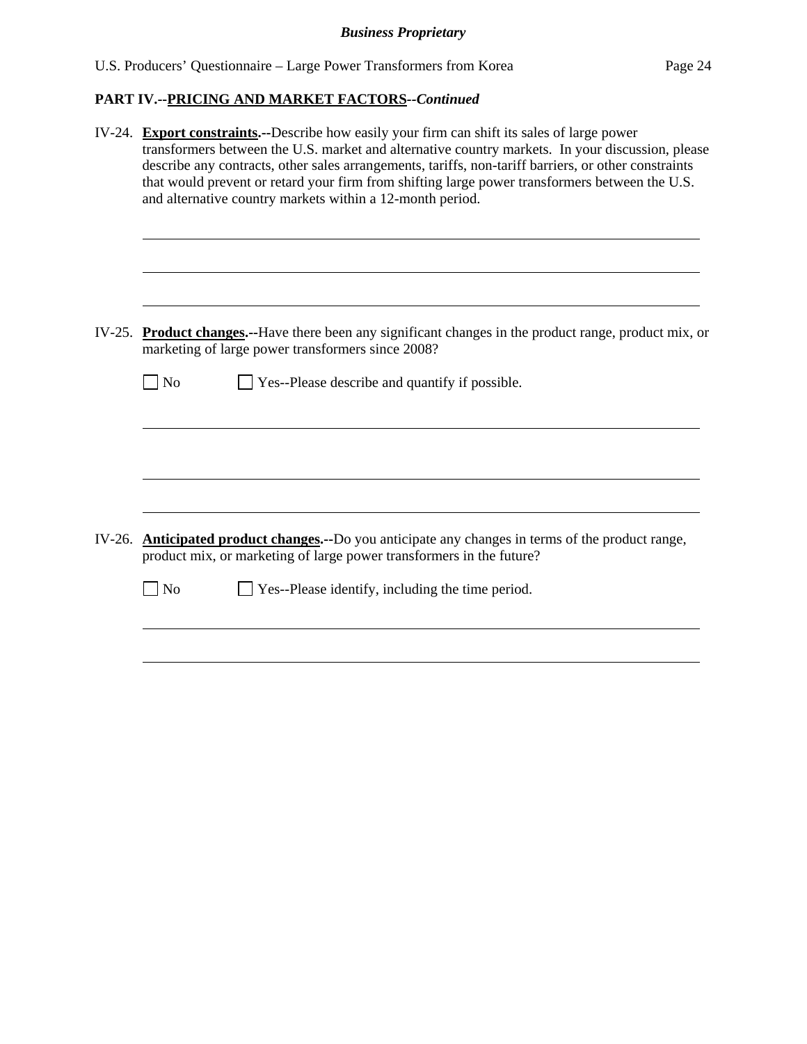**PART IV.--PRICING AND MARKET FACTORS--*Continued***

IV-24. **Export constraints.--**Describe how easily your firm can shift its sales of large power transformers between the U.S. market and alternative country markets. In your discussion, please describe any contracts, other sales arrangements, tariffs, non-tariff barriers, or other constraints that would prevent or retard your firm from shifting large power transformers between the U.S. and alternative country markets within a 12-month period.

______________________________________________________________________________

______________________________________________________________________________

______________________________________________________________________________

IV-25. **Product changes.--**Have there been any significant changes in the product range, product mix, or marketing of large power transformers since 2008?

☐ No ☐ Yes--Please describe and quantify if possible.

______________________________________________________________________________

______________________________________________________________________________

______________________________________________________________________________

IV-26. **Anticipated product changes.--**Do you anticipate any changes in terms of the product range, product mix, or marketing of large power transformers in the future?

☐ No ☐ Yes--Please identify, including the time period.

______________________________________________________________________________

______________________________________________________________________________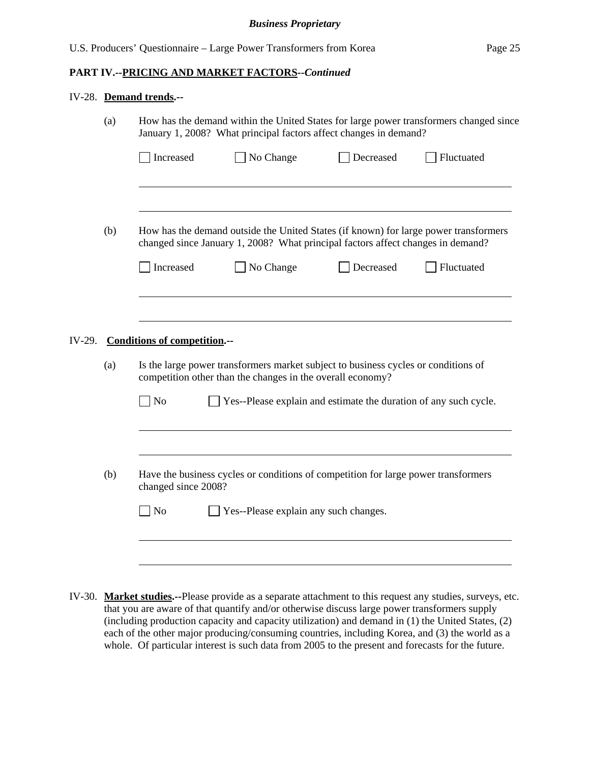**PART IV.--PRICING AND MARKET FACTORS--*Continued***

IV-28. **Demand trends.--**

(a) How has the demand within the United States for large power transformers changed since January 1, 2008? What principal factors affect changes in demand?

☐ Increased ☐ No Change ☐ Decreased ☐ Fluctuated

______________________________________________________________________

______________________________________________________________________

(b) How has the demand outside the United States (if known) for large power transformers changed since January 1, 2008? What principal factors affect changes in demand?

☐ Increased ☐ No Change ☐ Decreased ☐ Fluctuated

______________________________________________________________________

______________________________________________________________________

IV-29. **Conditions of competition.--**

(a) Is the large power transformers market subject to business cycles or conditions of competition other than the changes in the overall economy?

☐ No ☐ Yes--Please explain and estimate the duration of any such cycle.

______________________________________________________________________

______________________________________________________________________

(b) Have the business cycles or conditions of competition for large power transformers changed since 2008?

☐ No ☐ Yes--Please explain any such changes.

______________________________________________________________________

______________________________________________________________________

IV-30. **Market studies.--**Please provide as a separate attachment to this request any studies, surveys, etc. that you are aware of that quantify and/or otherwise discuss large power transformers supply (including production capacity and capacity utilization) and demand in (1) the United States, (2) each of the other major producing/consuming countries, including Korea, and (3) the world as a whole. Of particular interest is such data from 2005 to the present and forecasts for the future.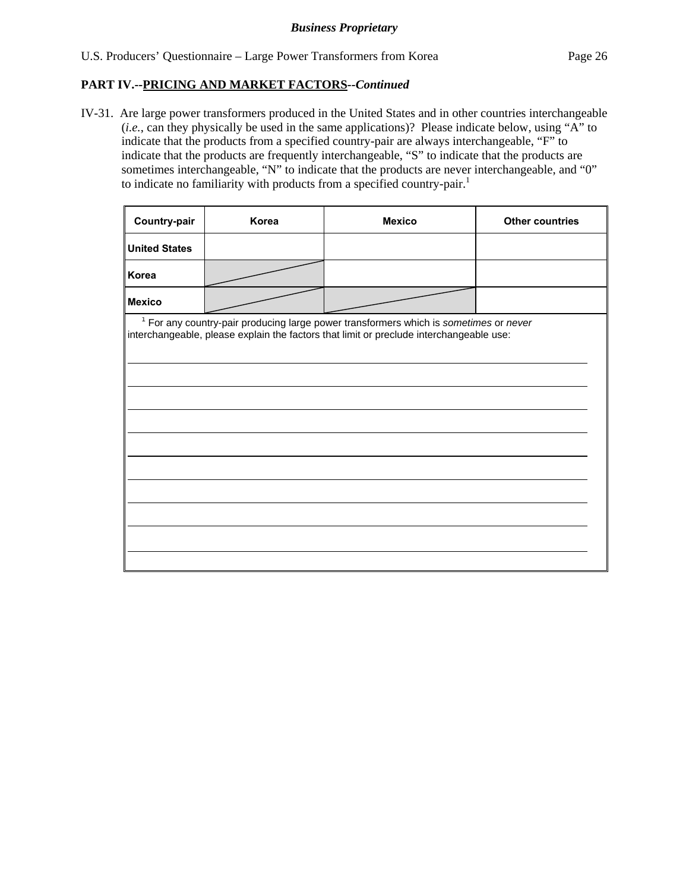**Business Proprietary**

**PART IV.--PRICING AND MARKET FACTORS--*Continued***

IV-31. Are large power transformers produced in the United States and in other countries interchangeable (*i.e.*, can they physically be used in the same applications)? Please indicate below, using "A" to indicate that the products from a specified country-pair are always interchangeable, "F" to indicate that the products are frequently interchangeable, "S" to indicate that the products are sometimes interchangeable, "N" to indicate that the products are never interchangeable, and "0" to indicate no familiarity with products from a specified country-pair.[1]

| Country-pair | Korea | Mexico | Other countries |
|---|---|---|---|
| **United States** | | | |
| **Korea** | | | |
| **Mexico** | | | |

[1] For any country-pair producing large power transformers which is *sometimes* or *never* interchangeable, please explain the factors that limit or preclude interchangeable use:

___________________________________________________________________________

___________________________________________________________________________

___________________________________________________________________________

___________________________________________________________________________

___________________________________________________________________________

___________________________________________________________________________

___________________________________________________________________________

___________________________________________________________________________

___________________________________________________________________________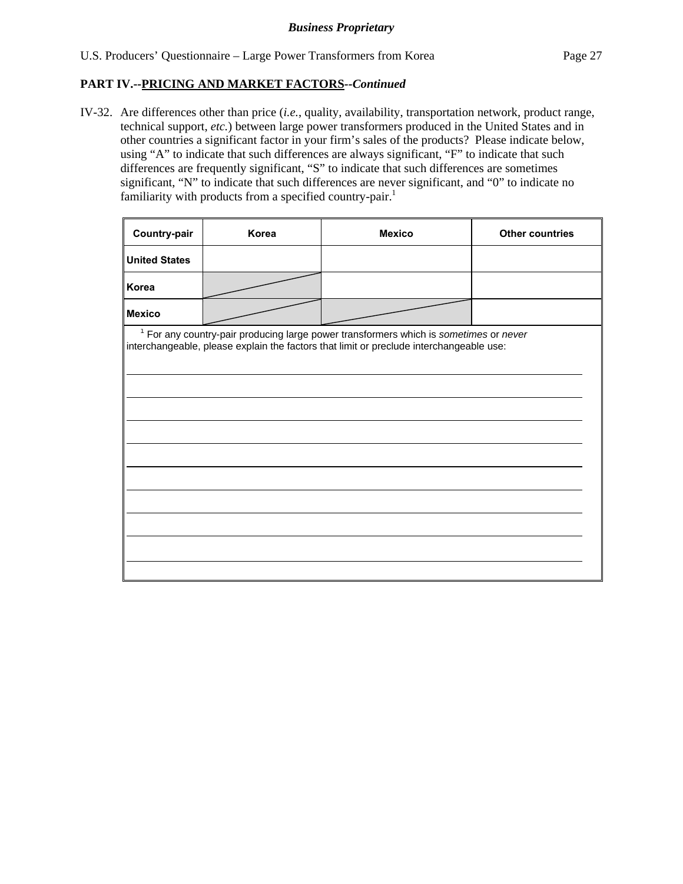*Business Proprietary*

## PART IV.--PRICING AND MARKET FACTORS--*Continued*

IV-32. Are differences other than price (*i.e.*, quality, availability, transportation network, product range, technical support, *etc.*) between large power transformers produced in the United States and in other countries a significant factor in your firm's sales of the products? Please indicate below, using "A" to indicate that such differences are always significant, "F" to indicate that such differences are frequently significant, "S" to indicate that such differences are sometimes significant, "N" to indicate that such differences are never significant, and "0" to indicate no familiarity with products from a specified country-pair.[1]

| Country-pair | Korea | Mexico | Other countries |
|---|---|---|---|
| **United States** | | | |
| **Korea** | | | |
| **Mexico** | | | |

[1] For any country-pair producing large power transformers which is *sometimes* or *never* interchangeable, please explain the factors that limit or preclude interchangeable use:

______________________________________________________________________

______________________________________________________________________

______________________________________________________________________

______________________________________________________________________

______________________________________________________________________

______________________________________________________________________

______________________________________________________________________

______________________________________________________________________

______________________________________________________________________

______________________________________________________________________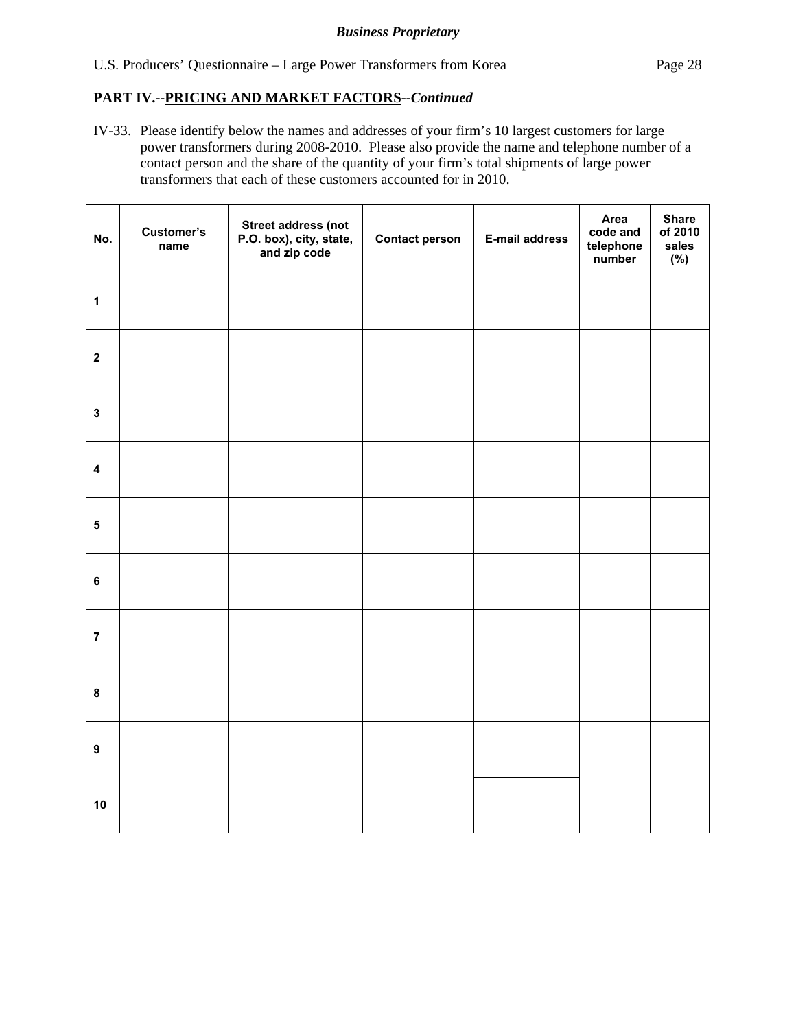**PART IV.--PRICING AND MARKET FACTORS--*Continued***

IV-33. Please identify below the names and addresses of your firm's 10 largest customers for large power transformers during 2008-2010. Please also provide the name and telephone number of a contact person and the share of the quantity of your firm's total shipments of large power transformers that each of these customers accounted for in 2010.

| No. | Customer's name | Street address (not P.O. box), city, state, and zip code | Contact person | E-mail address | Area code and telephone number | Share of 2010 sales (%) |
|---|---|---|---|---|---|---|
| 1 | | | | | | |
| 2 | | | | | | |
| 3 | | | | | | |
| 4 | | | | | | |
| 5 | | | | | | |
| 6 | | | | | | |
| 7 | | | | | | |
| 8 | | | | | | |
| 9 | | | | | | |
| 10 | | | | | | |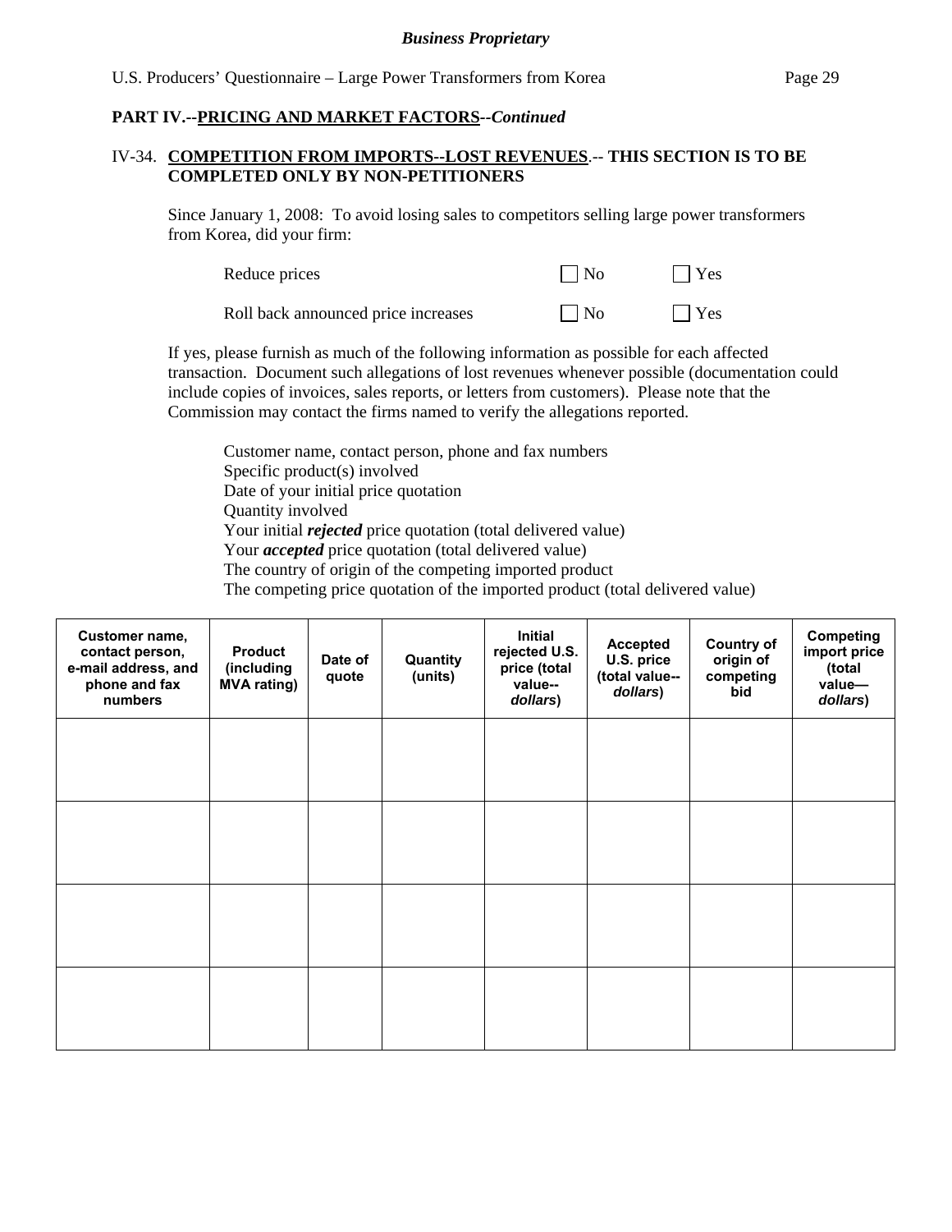**PART IV.--PRICING AND MARKET FACTORS--*Continued***

IV-34. **COMPETITION FROM IMPORTS--LOST REVENUES**.-- **THIS SECTION IS TO BE COMPLETED ONLY BY NON-PETITIONERS**

Since January 1, 2008: To avoid losing sales to competitors selling large power transformers from Korea, did your firm:

| | | |
|---|---|---|
| Reduce prices | ☐ No | ☐ Yes |
| Roll back announced price increases | ☐ No | ☐ Yes |

If yes, please furnish as much of the following information as possible for each affected transaction. Document such allegations of lost revenues whenever possible (documentation could include copies of invoices, sales reports, or letters from customers). Please note that the Commission may contact the firms named to verify the allegations reported.

Customer name, contact person, phone and fax numbers
Specific product(s) involved
Date of your initial price quotation
Quantity involved
Your initial ***rejected*** price quotation (total delivered value)
Your ***accepted*** price quotation (total delivered value)
The country of origin of the competing imported product
The competing price quotation of the imported product (total delivered value)

| Customer name, contact person, e-mail address, and phone and fax numbers | Product (including MVA rating) | Date of quote | Quantity (units) | Initial rejected U.S. price (total value--*dollars*) | Accepted U.S. price (total value--*dollars*) | Country of origin of competing bid | Competing import price (total value—*dollars*) |
|---|---|---|---|---|---|---|---|
| | | | | | | | |
| | | | | | | | |
| | | | | | | | |
| | | | | | | | |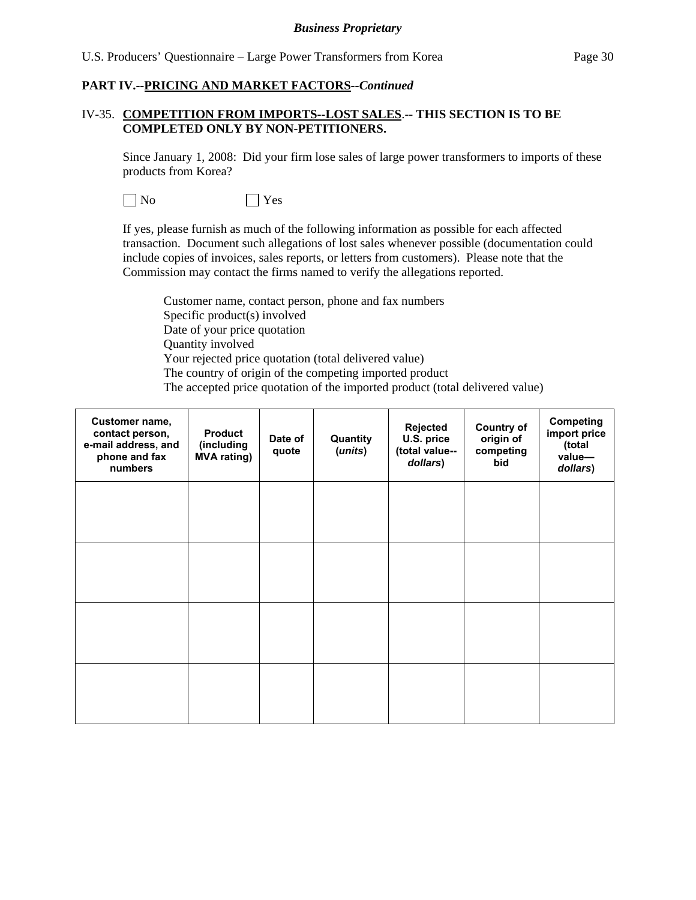**PART IV.--PRICING AND MARKET FACTORS--*Continued***

IV-35. **COMPETITION FROM IMPORTS--LOST SALES.-- THIS SECTION IS TO BE COMPLETED ONLY BY NON-PETITIONERS.**

Since January 1, 2008: Did your firm lose sales of large power transformers to imports of these products from Korea?

☐ No ☐ Yes

If yes, please furnish as much of the following information as possible for each affected transaction. Document such allegations of lost sales whenever possible (documentation could include copies of invoices, sales reports, or letters from customers). Please note that the Commission may contact the firms named to verify the allegations reported.

Customer name, contact person, phone and fax numbers
Specific product(s) involved
Date of your price quotation
Quantity involved
Your rejected price quotation (total delivered value)
The country of origin of the competing imported product
The accepted price quotation of the imported product (total delivered value)

| Customer name, contact person, e-mail address, and phone and fax numbers | Product (including MVA rating) | Date of quote | Quantity (*units*) | Rejected U.S. price (total value--*dollars*) | Country of origin of competing bid | Competing import price (total value—*dollars*) |
|---|---|---|---|---|---|---|
| | | | | | | |
| | | | | | | |
| | | | | | | |
| | | | | | | |